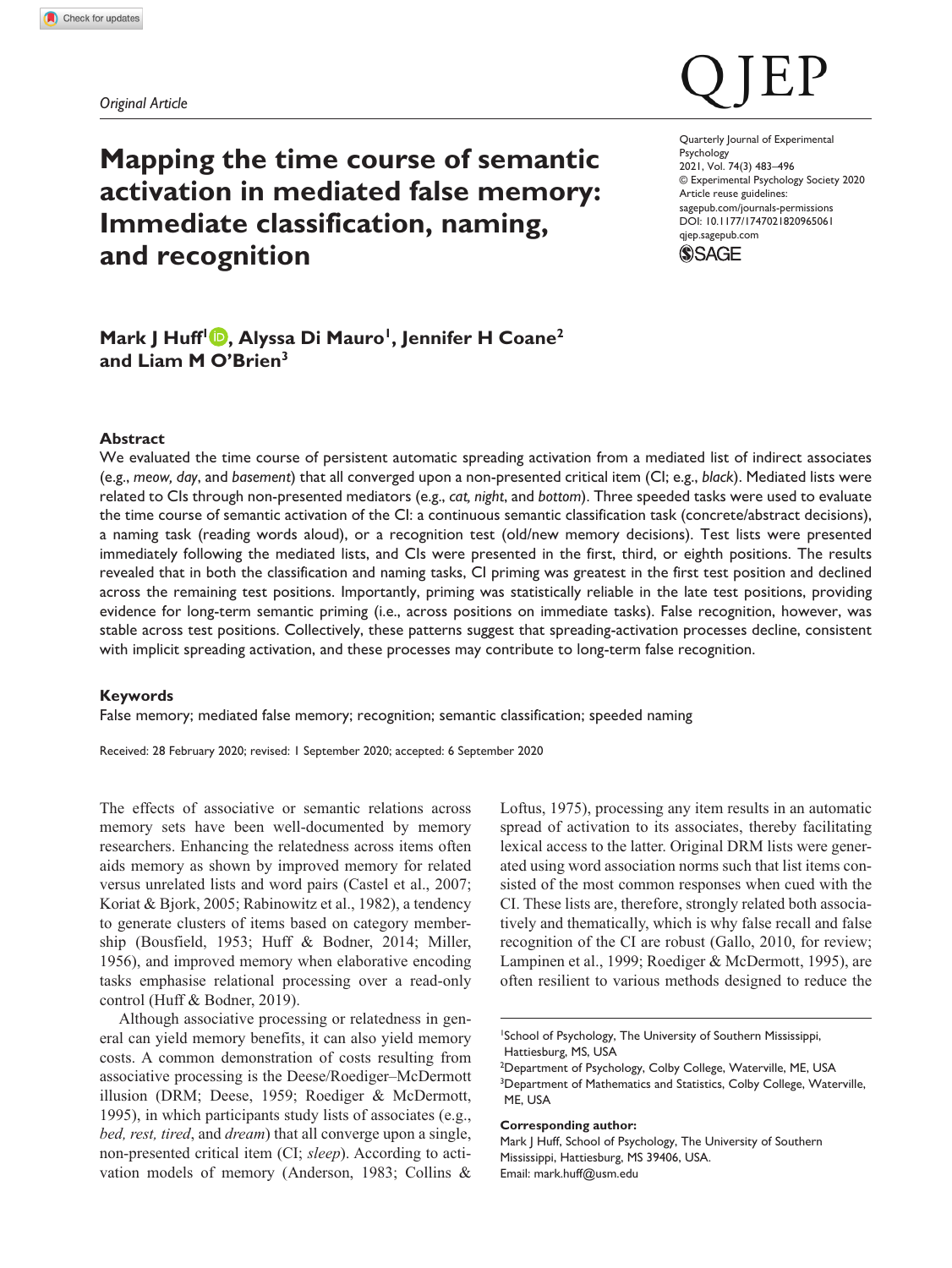*Original Article*

# Mapping the time course of semantic activation in mediated false memory: Immediate classification, naming, and recognition

**Mark J Huff[1], Alyssa Di Mauro[1], Jennifer H Coane[2] and Liam M O'Brien[3]**

Quarterly Journal of Experimental Psychology
2021, Vol. 74(3) 483–496
© Experimental Psychology Society 2020
Article reuse guidelines: sagepub.com/journals-permissions
DOI: 10.1177/1747021820965061
qjep.sagepub.com

## Abstract

We evaluated the time course of persistent automatic spreading activation from a mediated list of indirect associates (e.g., *meow, day*, and *basement*) that all converged upon a non-presented critical item (CI; e.g., *black*). Mediated lists were related to CIs through non-presented mediators (e.g., *cat, night*, and *bottom*). Three speeded tasks were used to evaluate the time course of semantic activation of the CI: a continuous semantic classification task (concrete/abstract decisions), a naming task (reading words aloud), or a recognition test (old/new memory decisions). Test lists were presented immediately following the mediated lists, and CIs were presented in the first, third, or eighth positions. The results revealed that in both the classification and naming tasks, CI priming was greatest in the first test position and declined across the remaining test positions. Importantly, priming was statistically reliable in the late test positions, providing evidence for long-term semantic priming (i.e., across positions on immediate tasks). False recognition, however, was stable across test positions. Collectively, these patterns suggest that spreading-activation processes decline, consistent with implicit spreading activation, and these processes may contribute to long-term false recognition.

### Keywords

False memory; mediated false memory; recognition; semantic classification; speeded naming

Received: 28 February 2020; revised: 1 September 2020; accepted: 6 September 2020

The effects of associative or semantic relations across memory sets have been well-documented by memory researchers. Enhancing the relatedness across items often aids memory as shown by improved memory for related versus unrelated lists and word pairs (Castel et al., 2007; Koriat & Bjork, 2005; Rabinowitz et al., 1982), a tendency to generate clusters of items based on category membership (Bousfield, 1953; Huff & Bodner, 2014; Miller, 1956), and improved memory when elaborative encoding tasks emphasise relational processing over a read-only control (Huff & Bodner, 2019).

Although associative processing or relatedness in general can yield memory benefits, it can also yield memory costs. A common demonstration of costs resulting from associative processing is the Deese/Roediger–McDermott illusion (DRM; Deese, 1959; Roediger & McDermott, 1995), in which participants study lists of associates (e.g., *bed, rest, tired*, and *dream*) that all converge upon a single, non-presented critical item (CI; *sleep*). According to activation models of memory (Anderson, 1983; Collins & Loftus, 1975), processing any item results in an automatic spread of activation to its associates, thereby facilitating lexical access to the latter. Original DRM lists were generated using word association norms such that list items consisted of the most common responses when cued with the CI. These lists are, therefore, strongly related both associatively and thematically, which is why false recall and false recognition of the CI are robust (Gallo, 2010, for review; Lampinen et al., 1999; Roediger & McDermott, 1995), are often resilient to various methods designed to reduce the

[1]School of Psychology, The University of Southern Mississippi, Hattiesburg, MS, USA
[2]Department of Psychology, Colby College, Waterville, ME, USA
[3]Department of Mathematics and Statistics, Colby College, Waterville, ME, USA

**Corresponding author:**
Mark J Huff, School of Psychology, The University of Southern Mississippi, Hattiesburg, MS 39406, USA.
Email: mark.huff@usm.edu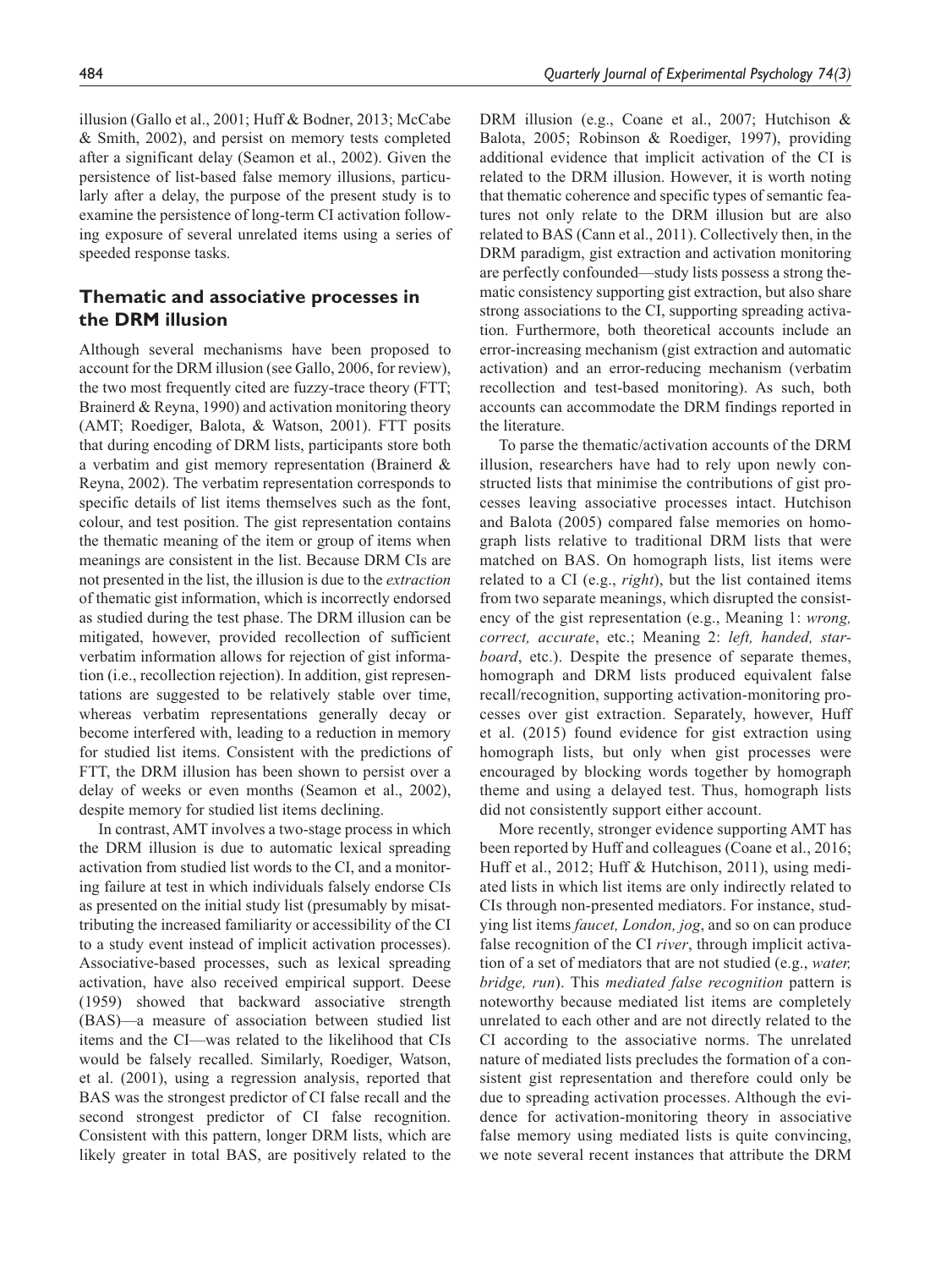illusion (Gallo et al., 2001; Huff & Bodner, 2013; McCabe & Smith, 2002), and persist on memory tests completed after a significant delay (Seamon et al., 2002). Given the persistence of list-based false memory illusions, particularly after a delay, the purpose of the present study is to examine the persistence of long-term CI activation following exposure of several unrelated items using a series of speeded response tasks.

## Thematic and associative processes in the DRM illusion

Although several mechanisms have been proposed to account for the DRM illusion (see Gallo, 2006, for review), the two most frequently cited are fuzzy-trace theory (FTT; Brainerd & Reyna, 1990) and activation monitoring theory (AMT; Roediger, Balota, & Watson, 2001). FTT posits that during encoding of DRM lists, participants store both a verbatim and gist memory representation (Brainerd & Reyna, 2002). The verbatim representation corresponds to specific details of list items themselves such as the font, colour, and test position. The gist representation contains the thematic meaning of the item or group of items when meanings are consistent in the list. Because DRM CIs are not presented in the list, the illusion is due to the *extraction* of thematic gist information, which is incorrectly endorsed as studied during the test phase. The DRM illusion can be mitigated, however, provided recollection of sufficient verbatim information allows for rejection of gist information (i.e., recollection rejection). In addition, gist representations are suggested to be relatively stable over time, whereas verbatim representations generally decay or become interfered with, leading to a reduction in memory for studied list items. Consistent with the predictions of FTT, the DRM illusion has been shown to persist over a delay of weeks or even months (Seamon et al., 2002), despite memory for studied list items declining.

In contrast, AMT involves a two-stage process in which the DRM illusion is due to automatic lexical spreading activation from studied list words to the CI, and a monitoring failure at test in which individuals falsely endorse CIs as presented on the initial study list (presumably by misattributing the increased familiarity or accessibility of the CI to a study event instead of implicit activation processes). Associative-based processes, such as lexical spreading activation, have also received empirical support. Deese (1959) showed that backward associative strength (BAS)—a measure of association between studied list items and the CI—was related to the likelihood that CIs would be falsely recalled. Similarly, Roediger, Watson, et al. (2001), using a regression analysis, reported that BAS was the strongest predictor of CI false recall and the second strongest predictor of CI false recognition. Consistent with this pattern, longer DRM lists, which are likely greater in total BAS, are positively related to the DRM illusion (e.g., Coane et al., 2007; Hutchison & Balota, 2005; Robinson & Roediger, 1997), providing additional evidence that implicit activation of the CI is related to the DRM illusion. However, it is worth noting that thematic coherence and specific types of semantic features not only relate to the DRM illusion but are also related to BAS (Cann et al., 2011). Collectively then, in the DRM paradigm, gist extraction and activation monitoring are perfectly confounded—study lists possess a strong thematic consistency supporting gist extraction, but also share strong associations to the CI, supporting spreading activation. Furthermore, both theoretical accounts include an error-increasing mechanism (gist extraction and automatic activation) and an error-reducing mechanism (verbatim recollection and test-based monitoring). As such, both accounts can accommodate the DRM findings reported in the literature.

To parse the thematic/activation accounts of the DRM illusion, researchers have had to rely upon newly constructed lists that minimise the contributions of gist processes leaving associative processes intact. Hutchison and Balota (2005) compared false memories on homograph lists relative to traditional DRM lists that were matched on BAS. On homograph lists, list items were related to a CI (e.g., *right*), but the list contained items from two separate meanings, which disrupted the consistency of the gist representation (e.g., Meaning 1: *wrong, correct, accurate*, etc.; Meaning 2: *left, handed, starboard*, etc.). Despite the presence of separate themes, homograph and DRM lists produced equivalent false recall/recognition, supporting activation-monitoring processes over gist extraction. Separately, however, Huff et al. (2015) found evidence for gist extraction using homograph lists, but only when gist processes were encouraged by blocking words together by homograph theme and using a delayed test. Thus, homograph lists did not consistently support either account.

More recently, stronger evidence supporting AMT has been reported by Huff and colleagues (Coane et al., 2016; Huff et al., 2012; Huff & Hutchison, 2011), using mediated lists in which list items are only indirectly related to CIs through non-presented mediators. For instance, studying list items *faucet, London, jog*, and so on can produce false recognition of the CI *river*, through implicit activation of a set of mediators that are not studied (e.g., *water, bridge, run*). This *mediated false recognition* pattern is noteworthy because mediated list items are completely unrelated to each other and are not directly related to the CI according to the associative norms. The unrelated nature of mediated lists precludes the formation of a consistent gist representation and therefore could only be due to spreading activation processes. Although the evidence for activation-monitoring theory in associative false memory using mediated lists is quite convincing, we note several recent instances that attribute the DRM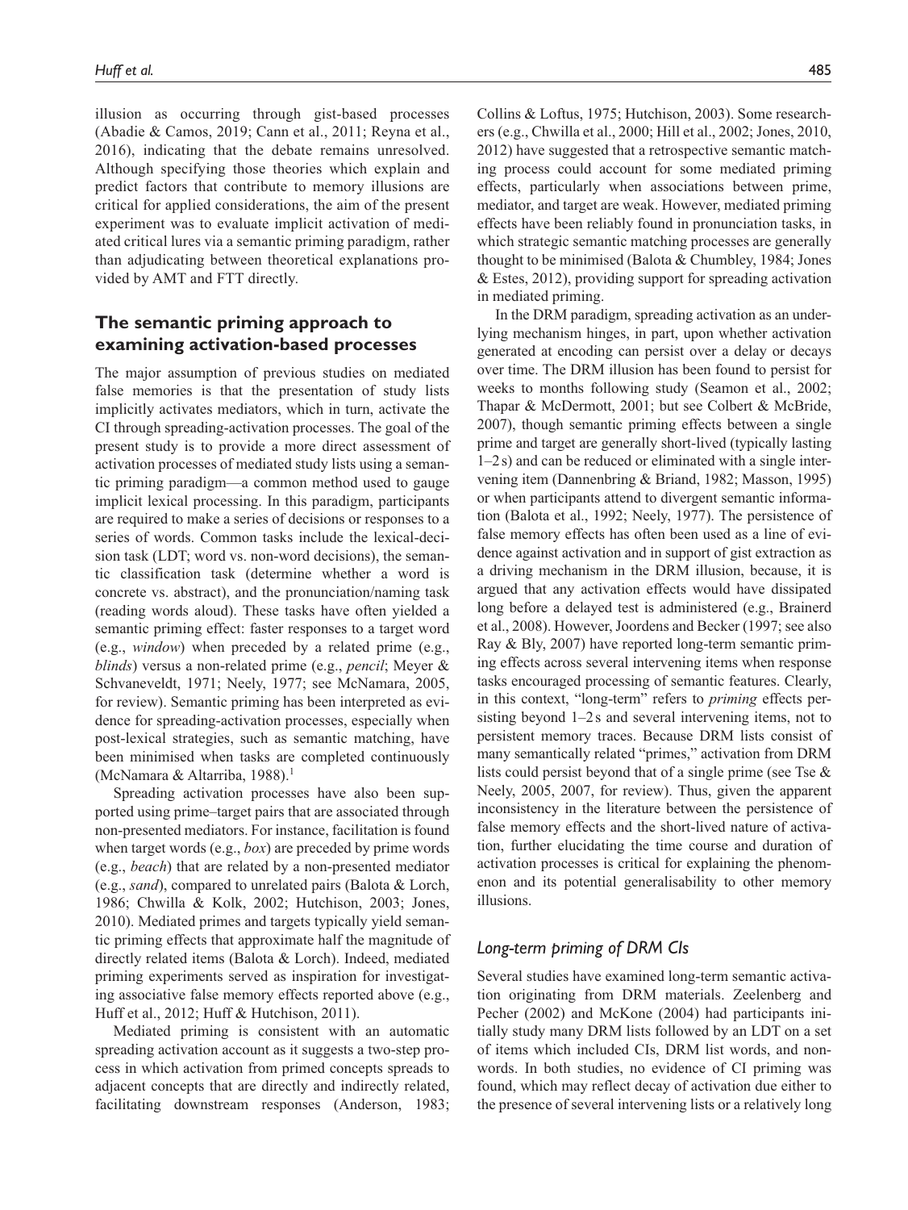illusion as occurring through gist-based processes (Abadie & Camos, 2019; Cann et al., 2011; Reyna et al., 2016), indicating that the debate remains unresolved. Although specifying those theories which explain and predict factors that contribute to memory illusions are critical for applied considerations, the aim of the present experiment was to evaluate implicit activation of mediated critical lures via a semantic priming paradigm, rather than adjudicating between theoretical explanations provided by AMT and FTT directly.

## The semantic priming approach to examining activation-based processes

The major assumption of previous studies on mediated false memories is that the presentation of study lists implicitly activates mediators, which in turn, activate the CI through spreading-activation processes. The goal of the present study is to provide a more direct assessment of activation processes of mediated study lists using a semantic priming paradigm—a common method used to gauge implicit lexical processing. In this paradigm, participants are required to make a series of decisions or responses to a series of words. Common tasks include the lexical-decision task (LDT; word vs. non-word decisions), the semantic classification task (determine whether a word is concrete vs. abstract), and the pronunciation/naming task (reading words aloud). These tasks have often yielded a semantic priming effect: faster responses to a target word (e.g., *window*) when preceded by a related prime (e.g., *blinds*) versus a non-related prime (e.g., *pencil*; Meyer & Schvaneveldt, 1971; Neely, 1977; see McNamara, 2005, for review). Semantic priming has been interpreted as evidence for spreading-activation processes, especially when post-lexical strategies, such as semantic matching, have been minimised when tasks are completed continuously (McNamara & Altarriba, 1988).[1]

Spreading activation processes have also been supported using prime–target pairs that are associated through non-presented mediators. For instance, facilitation is found when target words (e.g., *box*) are preceded by prime words (e.g., *beach*) that are related by a non-presented mediator (e.g., *sand*), compared to unrelated pairs (Balota & Lorch, 1986; Chwilla & Kolk, 2002; Hutchison, 2003; Jones, 2010). Mediated primes and targets typically yield semantic priming effects that approximate half the magnitude of directly related items (Balota & Lorch). Indeed, mediated priming experiments served as inspiration for investigating associative false memory effects reported above (e.g., Huff et al., 2012; Huff & Hutchison, 2011).

Mediated priming is consistent with an automatic spreading activation account as it suggests a two-step process in which activation from primed concepts spreads to adjacent concepts that are directly and indirectly related, facilitating downstream responses (Anderson, 1983; Collins & Loftus, 1975; Hutchison, 2003). Some researchers (e.g., Chwilla et al., 2000; Hill et al., 2002; Jones, 2010, 2012) have suggested that a retrospective semantic matching process could account for some mediated priming effects, particularly when associations between prime, mediator, and target are weak. However, mediated priming effects have been reliably found in pronunciation tasks, in which strategic semantic matching processes are generally thought to be minimised (Balota & Chumbley, 1984; Jones & Estes, 2012), providing support for spreading activation in mediated priming.

In the DRM paradigm, spreading activation as an underlying mechanism hinges, in part, upon whether activation generated at encoding can persist over a delay or decays over time. The DRM illusion has been found to persist for weeks to months following study (Seamon et al., 2002; Thapar & McDermott, 2001; but see Colbert & McBride, 2007), though semantic priming effects between a single prime and target are generally short-lived (typically lasting 1–2 s) and can be reduced or eliminated with a single intervening item (Dannenbring & Briand, 1982; Masson, 1995) or when participants attend to divergent semantic information (Balota et al., 1992; Neely, 1977). The persistence of false memory effects has often been used as a line of evidence against activation and in support of gist extraction as a driving mechanism in the DRM illusion, because, it is argued that any activation effects would have dissipated long before a delayed test is administered (e.g., Brainerd et al., 2008). However, Joordens and Becker (1997; see also Ray & Bly, 2007) have reported long-term semantic priming effects across several intervening items when response tasks encouraged processing of semantic features. Clearly, in this context, "long-term" refers to *priming* effects persisting beyond 1–2 s and several intervening items, not to persistent memory traces. Because DRM lists consist of many semantically related "primes," activation from DRM lists could persist beyond that of a single prime (see Tse & Neely, 2005, 2007, for review). Thus, given the apparent inconsistency in the literature between the persistence of false memory effects and the short-lived nature of activation, further elucidating the time course and duration of activation processes is critical for explaining the phenomenon and its potential generalisability to other memory illusions.

### *Long-term priming of DRM CIs*

Several studies have examined long-term semantic activation originating from DRM materials. Zeelenberg and Pecher (2002) and McKone (2004) had participants initially study many DRM lists followed by an LDT on a set of items which included CIs, DRM list words, and nonwords. In both studies, no evidence of CI priming was found, which may reflect decay of activation due either to the presence of several intervening lists or a relatively long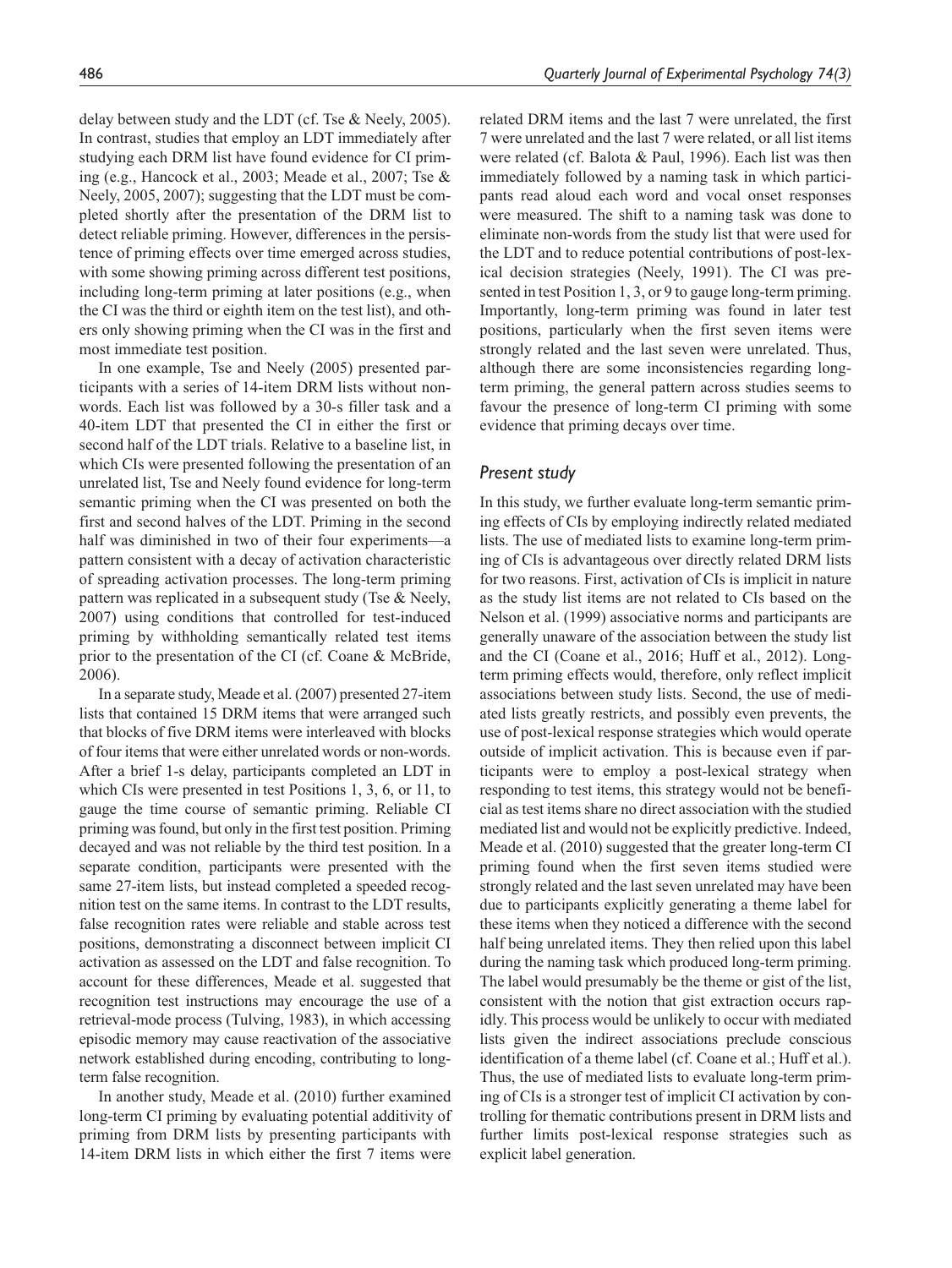delay between study and the LDT (cf. Tse & Neely, 2005). In contrast, studies that employ an LDT immediately after studying each DRM list have found evidence for CI priming (e.g., Hancock et al., 2003; Meade et al., 2007; Tse & Neely, 2005, 2007); suggesting that the LDT must be completed shortly after the presentation of the DRM list to detect reliable priming. However, differences in the persistence of priming effects over time emerged across studies, with some showing priming across different test positions, including long-term priming at later positions (e.g., when the CI was the third or eighth item on the test list), and others only showing priming when the CI was in the first and most immediate test position.

In one example, Tse and Neely (2005) presented participants with a series of 14-item DRM lists without nonwords. Each list was followed by a 30-s filler task and a 40-item LDT that presented the CI in either the first or second half of the LDT trials. Relative to a baseline list, in which CIs were presented following the presentation of an unrelated list, Tse and Neely found evidence for long-term semantic priming when the CI was presented on both the first and second halves of the LDT. Priming in the second half was diminished in two of their four experiments—a pattern consistent with a decay of activation characteristic of spreading activation processes. The long-term priming pattern was replicated in a subsequent study (Tse & Neely, 2007) using conditions that controlled for test-induced priming by withholding semantically related test items prior to the presentation of the CI (cf. Coane & McBride, 2006).

In a separate study, Meade et al. (2007) presented 27-item lists that contained 15 DRM items that were arranged such that blocks of five DRM items were interleaved with blocks of four items that were either unrelated words or non-words. After a brief 1-s delay, participants completed an LDT in which CIs were presented in test Positions 1, 3, 6, or 11, to gauge the time course of semantic priming. Reliable CI priming was found, but only in the first test position. Priming decayed and was not reliable by the third test position. In a separate condition, participants were presented with the same 27-item lists, but instead completed a speeded recognition test on the same items. In contrast to the LDT results, false recognition rates were reliable and stable across test positions, demonstrating a disconnect between implicit CI activation as assessed on the LDT and false recognition. To account for these differences, Meade et al. suggested that recognition test instructions may encourage the use of a retrieval-mode process (Tulving, 1983), in which accessing episodic memory may cause reactivation of the associative network established during encoding, contributing to long-term false recognition.

In another study, Meade et al. (2010) further examined long-term CI priming by evaluating potential additivity of priming from DRM lists by presenting participants with 14-item DRM lists in which either the first 7 items were related DRM items and the last 7 were unrelated, the first 7 were unrelated and the last 7 were related, or all list items were related (cf. Balota & Paul, 1996). Each list was then immediately followed by a naming task in which participants read aloud each word and vocal onset responses were measured. The shift to a naming task was done to eliminate non-words from the study list that were used for the LDT and to reduce potential contributions of post-lexical decision strategies (Neely, 1991). The CI was presented in test Position 1, 3, or 9 to gauge long-term priming. Importantly, long-term priming was found in later test positions, particularly when the first seven items were strongly related and the last seven were unrelated. Thus, although there are some inconsistencies regarding long-term priming, the general pattern across studies seems to favour the presence of long-term CI priming with some evidence that priming decays over time.

## *Present study*

In this study, we further evaluate long-term semantic priming effects of CIs by employing indirectly related mediated lists. The use of mediated lists to examine long-term priming of CIs is advantageous over directly related DRM lists for two reasons. First, activation of CIs is implicit in nature as the study list items are not related to CIs based on the Nelson et al. (1999) associative norms and participants are generally unaware of the association between the study list and the CI (Coane et al., 2016; Huff et al., 2012). Long-term priming effects would, therefore, only reflect implicit associations between study lists. Second, the use of mediated lists greatly restricts, and possibly even prevents, the use of post-lexical response strategies which would operate outside of implicit activation. This is because even if participants were to employ a post-lexical strategy when responding to test items, this strategy would not be beneficial as test items share no direct association with the studied mediated list and would not be explicitly predictive. Indeed, Meade et al. (2010) suggested that the greater long-term CI priming found when the first seven items studied were strongly related and the last seven unrelated may have been due to participants explicitly generating a theme label for these items when they noticed a difference with the second half being unrelated items. They then relied upon this label during the naming task which produced long-term priming. The label would presumably be the theme or gist of the list, consistent with the notion that gist extraction occurs rapidly. This process would be unlikely to occur with mediated lists given the indirect associations preclude conscious identification of a theme label (cf. Coane et al.; Huff et al.). Thus, the use of mediated lists to evaluate long-term priming of CIs is a stronger test of implicit CI activation by controlling for thematic contributions present in DRM lists and further limits post-lexical response strategies such as explicit label generation.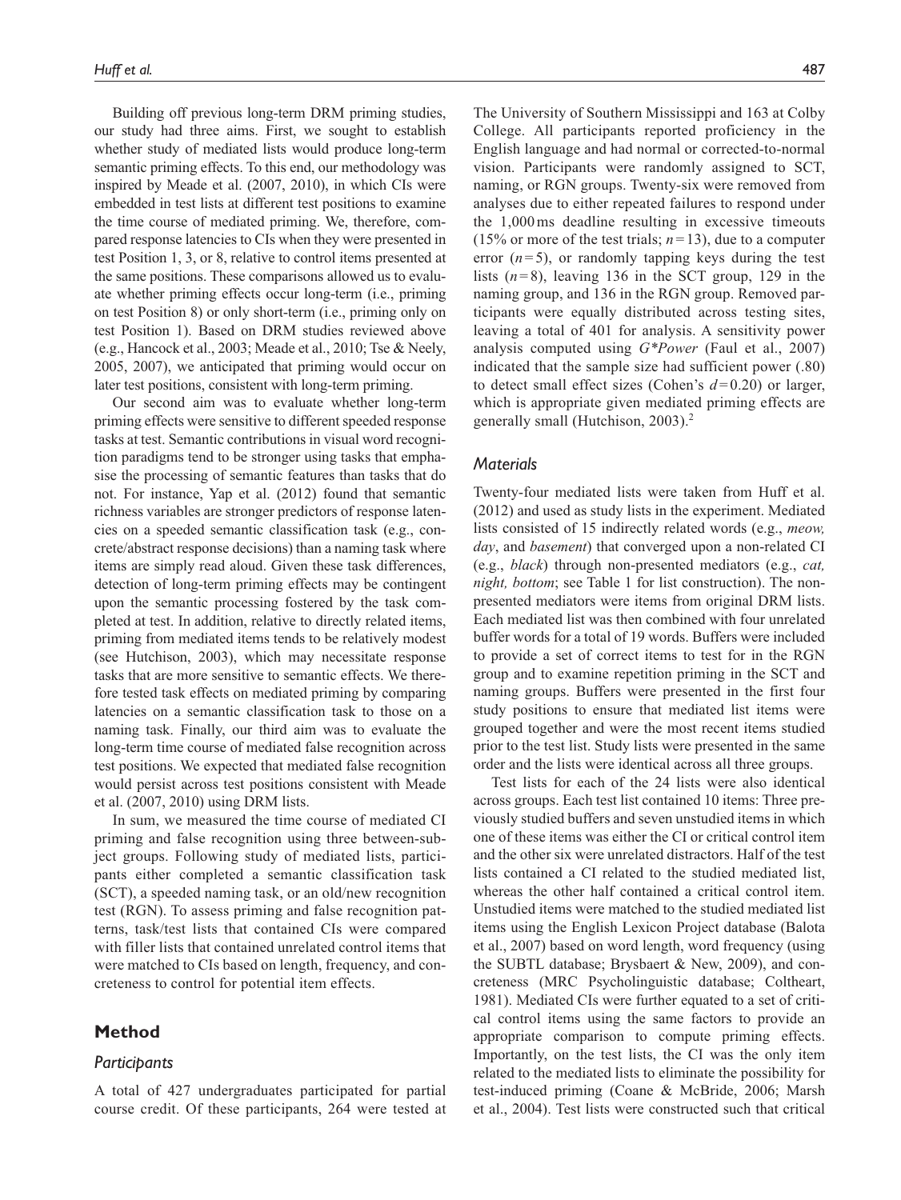Building off previous long-term DRM priming studies, our study had three aims. First, we sought to establish whether study of mediated lists would produce long-term semantic priming effects. To this end, our methodology was inspired by Meade et al. (2007, 2010), in which CIs were embedded in test lists at different test positions to examine the time course of mediated priming. We, therefore, compared response latencies to CIs when they were presented in test Position 1, 3, or 8, relative to control items presented at the same positions. These comparisons allowed us to evaluate whether priming effects occur long-term (i.e., priming on test Position 8) or only short-term (i.e., priming only on test Position 1). Based on DRM studies reviewed above (e.g., Hancock et al., 2003; Meade et al., 2010; Tse & Neely, 2005, 2007), we anticipated that priming would occur on later test positions, consistent with long-term priming.

Our second aim was to evaluate whether long-term priming effects were sensitive to different speeded response tasks at test. Semantic contributions in visual word recognition paradigms tend to be stronger using tasks that emphasise the processing of semantic features than tasks that do not. For instance, Yap et al. (2012) found that semantic richness variables are stronger predictors of response latencies on a speeded semantic classification task (e.g., concrete/abstract response decisions) than a naming task where items are simply read aloud. Given these task differences, detection of long-term priming effects may be contingent upon the semantic processing fostered by the task completed at test. In addition, relative to directly related items, priming from mediated items tends to be relatively modest (see Hutchison, 2003), which may necessitate response tasks that are more sensitive to semantic effects. We therefore tested task effects on mediated priming by comparing latencies on a semantic classification task to those on a naming task. Finally, our third aim was to evaluate the long-term time course of mediated false recognition across test positions. We expected that mediated false recognition would persist across test positions consistent with Meade et al. (2007, 2010) using DRM lists.

In sum, we measured the time course of mediated CI priming and false recognition using three between-subject groups. Following study of mediated lists, participants either completed a semantic classification task (SCT), a speeded naming task, or an old/new recognition test (RGN). To assess priming and false recognition patterns, task/test lists that contained CIs were compared with filler lists that contained unrelated control items that were matched to CIs based on length, frequency, and concreteness to control for potential item effects.

## Method

### Participants

A total of 427 undergraduates participated for partial course credit. Of these participants, 264 were tested at The University of Southern Mississippi and 163 at Colby College. All participants reported proficiency in the English language and had normal or corrected-to-normal vision. Participants were randomly assigned to SCT, naming, or RGN groups. Twenty-six were removed from analyses due to either repeated failures to respond under the 1,000 ms deadline resulting in excessive timeouts (15% or more of the test trials; $n = 13$), due to a computer error ($n = 5$), or randomly tapping keys during the test lists ($n = 8$), leaving 136 in the SCT group, 129 in the naming group, and 136 in the RGN group. Removed participants were equally distributed across testing sites, leaving a total of 401 for analysis. A sensitivity power analysis computed using *G\*Power* (Faul et al., 2007) indicated that the sample size had sufficient power (.80) to detect small effect sizes (Cohen's $d = 0.20$) or larger, which is appropriate given mediated priming effects are generally small (Hutchison, 2003).[2]

### Materials

Twenty-four mediated lists were taken from Huff et al. (2012) and used as study lists in the experiment. Mediated lists consisted of 15 indirectly related words (e.g., *meow, day*, and *basement*) that converged upon a non-related CI (e.g., *black*) through non-presented mediators (e.g., *cat, night, bottom*; see Table 1 for list construction). The non-presented mediators were items from original DRM lists. Each mediated list was then combined with four unrelated buffer words for a total of 19 words. Buffers were included to provide a set of correct items to test for in the RGN group and to examine repetition priming in the SCT and naming groups. Buffers were presented in the first four study positions to ensure that mediated list items were grouped together and were the most recent items studied prior to the test list. Study lists were presented in the same order and the lists were identical across all three groups.

Test lists for each of the 24 lists were also identical across groups. Each test list contained 10 items: Three previously studied buffers and seven unstudied items in which one of these items was either the CI or critical control item and the other six were unrelated distractors. Half of the test lists contained a CI related to the studied mediated list, whereas the other half contained a critical control item. Unstudied items were matched to the studied mediated list items using the English Lexicon Project database (Balota et al., 2007) based on word length, word frequency (using the SUBTL database; Brysbaert & New, 2009), and concreteness (MRC Psycholinguistic database; Coltheart, 1981). Mediated CIs were further equated to a set of critical control items using the same factors to provide an appropriate comparison to compute priming effects. Importantly, on the test lists, the CI was the only item related to the mediated lists to eliminate the possibility for test-induced priming (Coane & McBride, 2006; Marsh et al., 2004). Test lists were constructed such that critical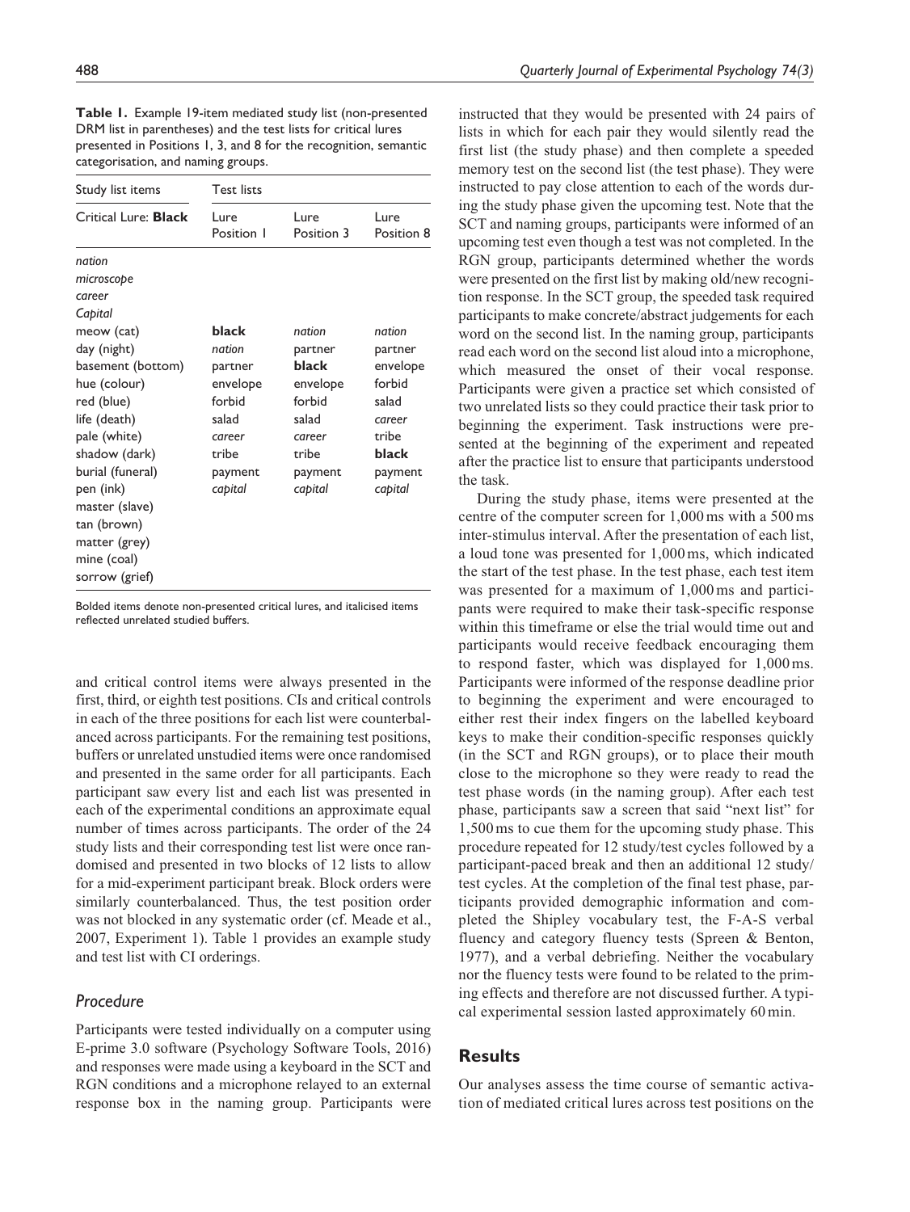**Table 1.** Example 19-item mediated study list (non-presented DRM list in parentheses) and the test lists for critical lures presented in Positions 1, 3, and 8 for the recognition, semantic categorisation, and naming groups.

| Study list items | Test lists | | |
|---|---|---|---|
| Critical Lure: **Black** | Lure Position 1 | Lure Position 3 | Lure Position 8 |
| *nation* | | | |
| *microscope* | | | |
| *career* | | | |
| *Capital* | | | |
| meow (cat) | **black** | *nation* | *nation* |
| day (night) | *nation* | partner | partner |
| basement (bottom) | partner | **black** | envelope |
| hue (colour) | envelope | envelope | forbid |
| red (blue) | forbid | forbid | salad |
| life (death) | salad | salad | *career* |
| pale (white) | *career* | *career* | tribe |
| shadow (dark) | tribe | tribe | **black** |
| burial (funeral) | payment | payment | payment |
| pen (ink) | *capital* | *capital* | *capital* |
| master (slave) | | | |
| tan (brown) | | | |
| matter (grey) | | | |
| mine (coal) | | | |
| sorrow (grief) | | | |

Bolded items denote non-presented critical lures, and italicised items reflected unrelated studied buffers.

and critical control items were always presented in the first, third, or eighth test positions. CIs and critical controls in each of the three positions for each list were counterbalanced across participants. For the remaining test positions, buffers or unrelated unstudied items were once randomised and presented in the same order for all participants. Each participant saw every list and each list was presented in each of the experimental conditions an approximate equal number of times across participants. The order of the 24 study lists and their corresponding test list were once randomised and presented in two blocks of 12 lists to allow for a mid-experiment participant break. Block orders were similarly counterbalanced. Thus, the test position order was not blocked in any systematic order (cf. Meade et al., 2007, Experiment 1). Table 1 provides an example study and test list with CI orderings.

## *Procedure*

Participants were tested individually on a computer using E-prime 3.0 software (Psychology Software Tools, 2016) and responses were made using a keyboard in the SCT and RGN conditions and a microphone relayed to an external response box in the naming group. Participants were instructed that they would be presented with 24 pairs of lists in which for each pair they would silently read the first list (the study phase) and then complete a speeded memory test on the second list (the test phase). They were instructed to pay close attention to each of the words during the study phase given the upcoming test. Note that the SCT and naming groups, participants were informed of an upcoming test even though a test was not completed. In the RGN group, participants determined whether the words were presented on the first list by making old/new recognition response. In the SCT group, the speeded task required participants to make concrete/abstract judgements for each word on the second list. In the naming group, participants read each word on the second list aloud into a microphone, which measured the onset of their vocal response. Participants were given a practice set which consisted of two unrelated lists so they could practice their task prior to beginning the experiment. Task instructions were presented at the beginning of the experiment and repeated after the practice list to ensure that participants understood the task.

During the study phase, items were presented at the centre of the computer screen for 1,000 ms with a 500 ms inter-stimulus interval. After the presentation of each list, a loud tone was presented for 1,000 ms, which indicated the start of the test phase. In the test phase, each test item was presented for a maximum of 1,000 ms and participants were required to make their task-specific response within this timeframe or else the trial would time out and participants would receive feedback encouraging them to respond faster, which was displayed for 1,000 ms. Participants were informed of the response deadline prior to beginning the experiment and were encouraged to either rest their index fingers on the labelled keyboard keys to make their condition-specific responses quickly (in the SCT and RGN groups), or to place their mouth close to the microphone so they were ready to read the test phase words (in the naming group). After each test phase, participants saw a screen that said "next list" for 1,500 ms to cue them for the upcoming study phase. This procedure repeated for 12 study/test cycles followed by a participant-paced break and then an additional 12 study/test cycles. At the completion of the final test phase, participants provided demographic information and completed the Shipley vocabulary test, the F-A-S verbal fluency and category fluency tests (Spreen & Benton, 1977), and a verbal debriefing. Neither the vocabulary nor the fluency tests were found to be related to the priming effects and therefore are not discussed further. A typical experimental session lasted approximately 60 min.

## **Results**

Our analyses assess the time course of semantic activation of mediated critical lures across test positions on the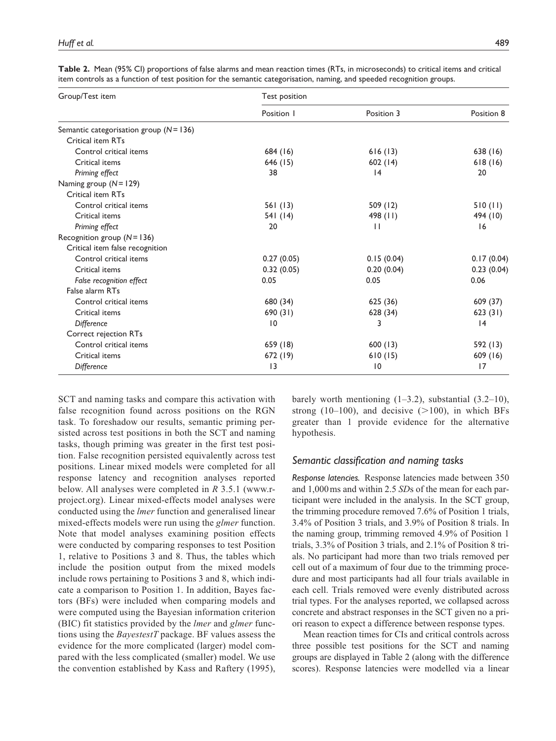**Table 2.** Mean (95% CI) proportions of false alarms and mean reaction times (RTs, in microseconds) to critical items and critical item controls as a function of test position for the semantic categorisation, naming, and speeded recognition groups.

| Group/Test item | Test position | | |
|---|---|---|---|
| | Position 1 | Position 3 | Position 8 |
| Semantic categorisation group ($N = 136$) | | | |
| Critical item RTs | | | |
| Control critical items | 684 (16) | 616 (13) | 638 (16) |
| Critical items | 646 (15) | 602 (14) | 618 (16) |
| *Priming effect* | 38 | 14 | 20 |
| Naming group ($N = 129$) | | | |
| Critical item RTs | | | |
| Control critical items | 561 (13) | 509 (12) | 510 (11) |
| Critical items | 541 (14) | 498 (11) | 494 (10) |
| *Priming effect* | 20 | 11 | 16 |
| Recognition group ($N = 136$) | | | |
| Critical item false recognition | | | |
| Control critical items | 0.27 (0.05) | 0.15 (0.04) | 0.17 (0.04) |
| Critical items | 0.32 (0.05) | 0.20 (0.04) | 0.23 (0.04) |
| *False recognition effect* | 0.05 | 0.05 | 0.06 |
| False alarm RTs | | | |
| Control critical items | 680 (34) | 625 (36) | 609 (37) |
| Critical items | 690 (31) | 628 (34) | 623 (31) |
| *Difference* | 10 | 3 | 14 |
| Correct rejection RTs | | | |
| Control critical items | 659 (18) | 600 (13) | 592 (13) |
| Critical items | 672 (19) | 610 (15) | 609 (16) |
| *Difference* | 13 | 10 | 17 |

SCT and naming tasks and compare this activation with false recognition found across positions on the RGN task. To foreshadow our results, semantic priming persisted across test positions in both the SCT and naming tasks, though priming was greater in the first test position. False recognition persisted equivalently across test positions. Linear mixed models were completed for all response latency and recognition analyses reported below. All analyses were completed in *R* 3.5.1 (www.r-project.org). Linear mixed-effects model analyses were conducted using the *lmer* function and generalised linear mixed-effects models were run using the *glmer* function. Note that model analyses examining position effects were conducted by comparing responses to test Position 1, relative to Positions 3 and 8. Thus, the tables which include the position output from the mixed models include rows pertaining to Positions 3 and 8, which indicate a comparison to Position 1. In addition, Bayes factors (BFs) were included when comparing models and were computed using the Bayesian information criterion (BIC) fit statistics provided by the *lmer* and *glmer* functions using the *BayestestT* package. BF values assess the evidence for the more complicated (larger) model compared with the less complicated (smaller) model. We use the convention established by Kass and Raftery (1995), barely worth mentioning (1–3.2), substantial (3.2–10), strong (10–100), and decisive (>100), in which BFs greater than 1 provide evidence for the alternative hypothesis.

### Semantic classification and naming tasks

*Response latencies.* Response latencies made between 350 and 1,000 ms and within 2.5 *SD*s of the mean for each participant were included in the analysis. In the SCT group, the trimming procedure removed 7.6% of Position 1 trials, 3.4% of Position 3 trials, and 3.9% of Position 8 trials. In the naming group, trimming removed 4.9% of Position 1 trials, 3.3% of Position 3 trials, and 2.1% of Position 8 trials. No participant had more than two trials removed per cell out of a maximum of four due to the trimming procedure and most participants had all four trials available in each cell. Trials removed were evenly distributed across trial types. For the analyses reported, we collapsed across concrete and abstract responses in the SCT given no a priori reason to expect a difference between response types.

Mean reaction times for CIs and critical controls across three possible test positions for the SCT and naming groups are displayed in Table 2 (along with the difference scores). Response latencies were modelled via a linear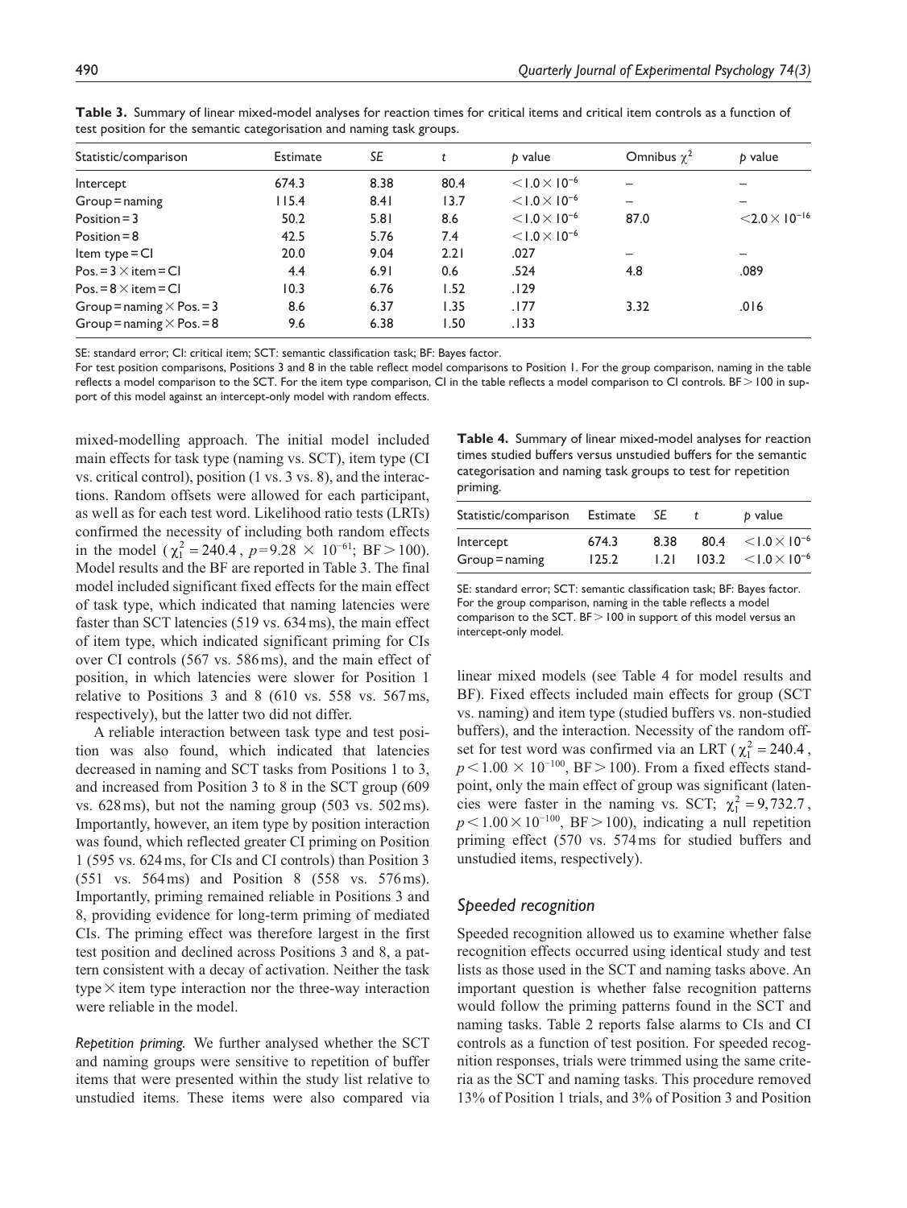**Table 3.** Summary of linear mixed-model analyses for reaction times for critical items and critical item controls as a function of test position for the semantic categorisation and naming task groups.

| Statistic/comparison | Estimate | SE | t | p value | Omnibus $\chi^2$ | p value |
|---|---|---|---|---|---|---|
| Intercept | 674.3 | 8.38 | 80.4 | $<1.0\times10^{-6}$ | – | – |
| Group = naming | 115.4 | 8.41 | 13.7 | $<1.0\times10^{-6}$ | – | – |
| Position = 3 | 50.2 | 5.81 | 8.6 | $<1.0\times10^{-6}$ | 87.0 | $<2.0\times10^{-16}$ |
| Position = 8 | 42.5 | 5.76 | 7.4 | $<1.0\times10^{-6}$ | | |
| Item type = CI | 20.0 | 9.04 | 2.21 | .027 | – | – |
| Pos. = 3 × item = CI | 4.4 | 6.91 | 0.6 | .524 | 4.8 | .089 |
| Pos. = 8 × item = CI | 10.3 | 6.76 | 1.52 | .129 | | |
| Group = naming × Pos. = 3 | 8.6 | 6.37 | 1.35 | .177 | 3.32 | .016 |
| Group = naming × Pos. = 8 | 9.6 | 6.38 | 1.50 | .133 | | |

SE: standard error; CI: critical item; SCT: semantic classification task; BF: Bayes factor.
For test position comparisons, Positions 3 and 8 in the table reflect model comparisons to Position 1. For the group comparison, naming in the table reflects a model comparison to the SCT. For the item type comparison, CI in the table reflects a model comparison to CI controls. BF > 100 in support of this model against an intercept-only model with random effects.

mixed-modelling approach. The initial model included main effects for task type (naming vs. SCT), item type (CI vs. critical control), position (1 vs. 3 vs. 8), and the interactions. Random offsets were allowed for each participant, as well as for each test word. Likelihood ratio tests (LRTs) confirmed the necessity of including both random effects in the model ($\chi^2_1 = 240.4$, $p = 9.28 \times 10^{-61}$; BF > 100). Model results and the BF are reported in Table 3. The final model included significant fixed effects for the main effect of task type, which indicated that naming latencies were faster than SCT latencies (519 vs. 634 ms), the main effect of item type, which indicated significant priming for CIs over CI controls (567 vs. 586 ms), and the main effect of position, in which latencies were slower for Position 1 relative to Positions 3 and 8 (610 vs. 558 vs. 567 ms, respectively), but the latter two did not differ.

A reliable interaction between task type and test position was also found, which indicated that latencies decreased in naming and SCT tasks from Positions 1 to 3, and increased from Position 3 to 8 in the SCT group (609 vs. 628 ms), but not the naming group (503 vs. 502 ms). Importantly, however, an item type by position interaction was found, which reflected greater CI priming on Position 1 (595 vs. 624 ms, for CIs and CI controls) than Position 3 (551 vs. 564 ms) and Position 8 (558 vs. 576 ms). Importantly, priming remained reliable in Positions 3 and 8, providing evidence for long-term priming of mediated CIs. The priming effect was therefore largest in the first test position and declined across Positions 3 and 8, a pattern consistent with a decay of activation. Neither the task type × item type interaction nor the three-way interaction were reliable in the model.

*Repetition priming.* We further analysed whether the SCT and naming groups were sensitive to repetition of buffer items that were presented within the study list relative to unstudied items. These items were also compared via linear mixed models (see Table 4 for model results and BF). Fixed effects included main effects for group (SCT vs. naming) and item type (studied buffers vs. non-studied buffers), and the interaction. Necessity of the random offset for test word was confirmed via an LRT ($\chi^2_1 = 240.4$, $p < 1.00 \times 10^{-100}$, BF > 100). From a fixed effects standpoint, only the main effect of group was significant (latencies were faster in the naming vs. SCT; $\chi^2_1 = 9{,}732.7$, $p < 1.00 \times 10^{-100}$, BF > 100), indicating a null repetition priming effect (570 vs. 574 ms for studied buffers and unstudied items, respectively).

**Table 4.** Summary of linear mixed-model analyses for reaction times studied buffers versus unstudied buffers for the semantic categorisation and naming task groups to test for repetition priming.

| Statistic/comparison | Estimate | SE | t | p value |
|---|---|---|---|---|
| Intercept | 674.3 | 8.38 | 80.4 | $<1.0\times10^{-6}$ |
| Group = naming | 125.2 | 1.21 | 103.2 | $<1.0\times10^{-6}$ |

SE: standard error; SCT: semantic classification task; BF: Bayes factor.
For the group comparison, naming in the table reflects a model comparison to the SCT. BF > 100 in support of this model versus an intercept-only model.

### Speeded recognition

Speeded recognition allowed us to examine whether false recognition effects occurred using identical study and test lists as those used in the SCT and naming tasks above. An important question is whether false recognition patterns would follow the priming patterns found in the SCT and naming tasks. Table 2 reports false alarms to CIs and CI controls as a function of test position. For speeded recognition responses, trials were trimmed using the same criteria as the SCT and naming tasks. This procedure removed 13% of Position 1 trials, and 3% of Position 3 and Position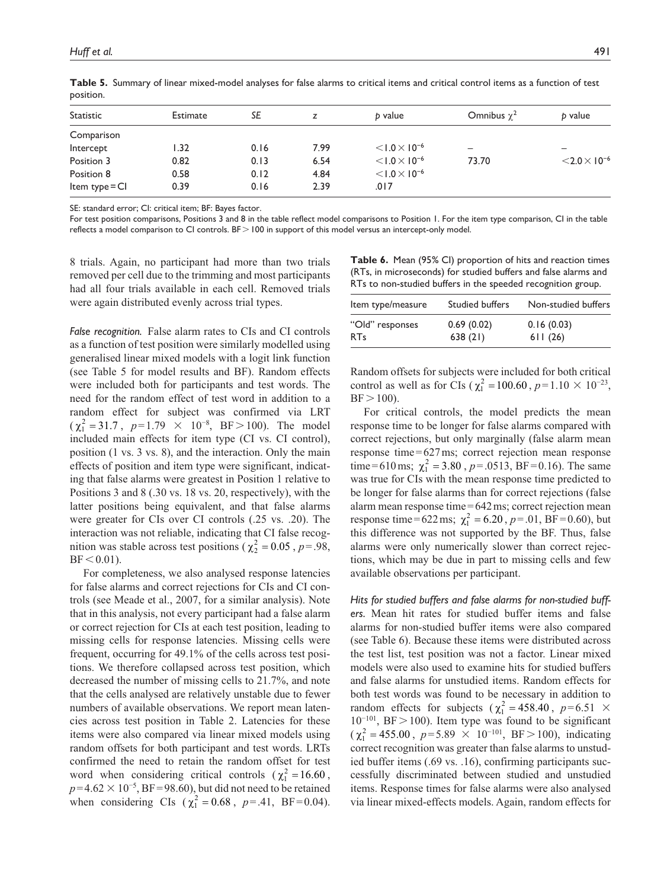**Table 5.** Summary of linear mixed-model analyses for false alarms to critical items and critical control items as a function of test position.

| Statistic | Estimate | SE | z | p value | Omnibus $\chi^2$ | p value |
|---|---|---|---|---|---|---|
| Comparison | | | | | | |
| Intercept | 1.32 | 0.16 | 7.99 | $<1.0 \times 10^{-6}$ | – | – |
| Position 3 | 0.82 | 0.13 | 6.54 | $<1.0 \times 10^{-6}$ | 73.70 | $<2.0 \times 10^{-6}$ |
| Position 8 | 0.58 | 0.12 | 4.84 | $<1.0 \times 10^{-6}$ | | |
| Item type = CI | 0.39 | 0.16 | 2.39 | .017 | | |

SE: standard error; CI: critical item; BF: Bayes factor.

For test position comparisons, Positions 3 and 8 in the table reflect model comparisons to Position 1. For the item type comparison, CI in the table reflects a model comparison to CI controls. BF > 100 in support of this model versus an intercept-only model.

8 trials. Again, no participant had more than two trials removed per cell due to the trimming and most participants had all four trials available in each cell. Removed trials were again distributed evenly across trial types.

*False recognition.* False alarm rates to CIs and CI controls as a function of test position were similarly modelled using generalised linear mixed models with a logit link function (see Table 5 for model results and BF). Random effects were included both for participants and test words. The need for the random effect of test word in addition to a random effect for subject was confirmed via LRT ($\chi^2_1 = 31.7$, $p = 1.79 \times 10^{-8}$, BF > 100). The model included main effects for item type (CI vs. CI control), position (1 vs. 3 vs. 8), and the interaction. Only the main effects of position and item type were significant, indicating that false alarms were greatest in Position 1 relative to Positions 3 and 8 (.30 vs. 18 vs. 20, respectively), with the latter positions being equivalent, and that false alarms were greater for CIs over CI controls (.25 vs. .20). The interaction was not reliable, indicating that CI false recognition was stable across test positions ($\chi^2_2 = 0.05$, $p = .98$, BF < 0.01).

For completeness, we also analysed response latencies for false alarms and correct rejections for CIs and CI controls (see Meade et al., 2007, for a similar analysis). Note that in this analysis, not every participant had a false alarm or correct rejection for CIs at each test position, leading to missing cells for response latencies. Missing cells were frequent, occurring for 49.1% of the cells across test positions. We therefore collapsed across test position, which decreased the number of missing cells to 21.7%, and note that the cells analysed are relatively unstable due to fewer numbers of available observations. We report mean latencies across test position in Table 2. Latencies for these items were also compared via linear mixed models using random offsets for both participant and test words. LRTs confirmed the need to retain the random offset for test word when considering critical controls ($\chi^2_1 = 16.60$, $p = 4.62 \times 10^{-5}$, BF = 98.60), but did not need to be retained when considering CIs ($\chi^2_1 = 0.68$, $p = .41$, BF = 0.04).

**Table 6.** Mean (95% CI) proportion of hits and reaction times (RTs, in microseconds) for studied buffers and false alarms and RTs to non-studied buffers in the speeded recognition group.

| Item type/measure | Studied buffers | Non-studied buffers |
|---|---|---|
| "Old" responses | 0.69 (0.02) | 0.16 (0.03) |
| RTs | 638 (21) | 611 (26) |

Random offsets for subjects were included for both critical control as well as for CIs ($\chi^2_1 = 100.60$, $p = 1.10 \times 10^{-23}$, BF > 100).

For critical controls, the model predicts the mean response time to be longer for false alarms compared with correct rejections, but only marginally (false alarm mean response time = 627 ms; correct rejection mean response time = 610 ms; $\chi^2_1 = 3.80$, $p = .0513$, BF = 0.16). The same was true for CIs with the mean response time predicted to be longer for false alarms than for correct rejections (false alarm mean response time = 642 ms; correct rejection mean response time = 622 ms; $\chi^2_1 = 6.20$, $p = .01$, BF = 0.60), but this difference was not supported by the BF. Thus, false alarms were only numerically slower than correct rejections, which may be due in part to missing cells and few available observations per participant.

*Hits for studied buffers and false alarms for non-studied buffers.* Mean hit rates for studied buffer items and false alarms for non-studied buffer items were also compared (see Table 6). Because these items were distributed across the test list, test position was not a factor. Linear mixed models were also used to examine hits for studied buffers and false alarms for unstudied items. Random effects for both test words was found to be necessary in addition to random effects for subjects ($\chi^2_1 = 458.40$, $p = 6.51 \times 10^{-101}$, BF > 100). Item type was found to be significant ($\chi^2_1 = 455.00$, $p = 5.89 \times 10^{-101}$, BF > 100), indicating correct recognition was greater than false alarms to unstudied buffer items (.69 vs. .16), confirming participants successfully discriminated between studied and unstudied items. Response times for false alarms were also analysed via linear mixed-effects models. Again, random effects for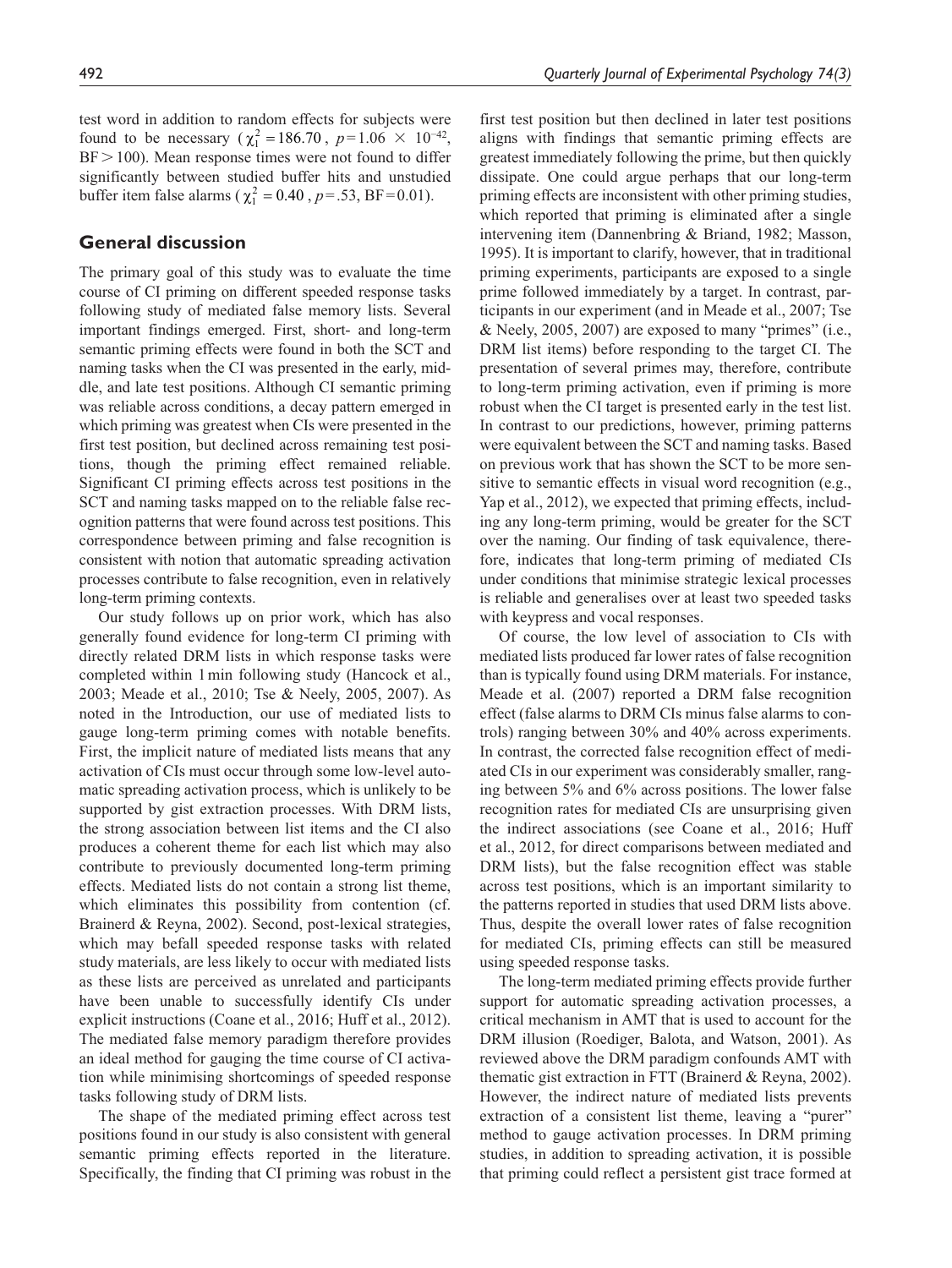test word in addition to random effects for subjects were found to be necessary ($\chi^2_1 = 186.70$, $p = 1.06 \times 10^{-42}$, BF > 100). Mean response times were not found to differ significantly between studied buffer hits and unstudied buffer item false alarms ($\chi^2_1 = 0.40$, $p = .53$, BF = 0.01).

## General discussion

The primary goal of this study was to evaluate the time course of CI priming on different speeded response tasks following study of mediated false memory lists. Several important findings emerged. First, short- and long-term semantic priming effects were found in both the SCT and naming tasks when the CI was presented in the early, middle, and late test positions. Although CI semantic priming was reliable across conditions, a decay pattern emerged in which priming was greatest when CIs were presented in the first test position, but declined across remaining test positions, though the priming effect remained reliable. Significant CI priming effects across test positions in the SCT and naming tasks mapped on to the reliable false recognition patterns that were found across test positions. This correspondence between priming and false recognition is consistent with notion that automatic spreading activation processes contribute to false recognition, even in relatively long-term priming contexts.

Our study follows up on prior work, which has also generally found evidence for long-term CI priming with directly related DRM lists in which response tasks were completed within 1 min following study (Hancock et al., 2003; Meade et al., 2010; Tse & Neely, 2005, 2007). As noted in the Introduction, our use of mediated lists to gauge long-term priming comes with notable benefits. First, the implicit nature of mediated lists means that any activation of CIs must occur through some low-level automatic spreading activation process, which is unlikely to be supported by gist extraction processes. With DRM lists, the strong association between list items and the CI also produces a coherent theme for each list which may also contribute to previously documented long-term priming effects. Mediated lists do not contain a strong list theme, which eliminates this possibility from contention (cf. Brainerd & Reyna, 2002). Second, post-lexical strategies, which may befall speeded response tasks with related study materials, are less likely to occur with mediated lists as these lists are perceived as unrelated and participants have been unable to successfully identify CIs under explicit instructions (Coane et al., 2016; Huff et al., 2012). The mediated false memory paradigm therefore provides an ideal method for gauging the time course of CI activation while minimising shortcomings of speeded response tasks following study of DRM lists.

The shape of the mediated priming effect across test positions found in our study is also consistent with general semantic priming effects reported in the literature. Specifically, the finding that CI priming was robust in the first test position but then declined in later test positions aligns with findings that semantic priming effects are greatest immediately following the prime, but then quickly dissipate. One could argue perhaps that our long-term priming effects are inconsistent with other priming studies, which reported that priming is eliminated after a single intervening item (Dannenbring & Briand, 1982; Masson, 1995). It is important to clarify, however, that in traditional priming experiments, participants are exposed to a single prime followed immediately by a target. In contrast, participants in our experiment (and in Meade et al., 2007; Tse & Neely, 2005, 2007) are exposed to many "primes" (i.e., DRM list items) before responding to the target CI. The presentation of several primes may, therefore, contribute to long-term priming activation, even if priming is more robust when the CI target is presented early in the test list. In contrast to our predictions, however, priming patterns were equivalent between the SCT and naming tasks. Based on previous work that has shown the SCT to be more sensitive to semantic effects in visual word recognition (e.g., Yap et al., 2012), we expected that priming effects, including any long-term priming, would be greater for the SCT over the naming. Our finding of task equivalence, therefore, indicates that long-term priming of mediated CIs under conditions that minimise strategic lexical processes is reliable and generalises over at least two speeded tasks with keypress and vocal responses.

Of course, the low level of association to CIs with mediated lists produced far lower rates of false recognition than is typically found using DRM materials. For instance, Meade et al. (2007) reported a DRM false recognition effect (false alarms to DRM CIs minus false alarms to controls) ranging between 30% and 40% across experiments. In contrast, the corrected false recognition effect of mediated CIs in our experiment was considerably smaller, ranging between 5% and 6% across positions. The lower false recognition rates for mediated CIs are unsurprising given the indirect associations (see Coane et al., 2016; Huff et al., 2012, for direct comparisons between mediated and DRM lists), but the false recognition effect was stable across test positions, which is an important similarity to the patterns reported in studies that used DRM lists above. Thus, despite the overall lower rates of false recognition for mediated CIs, priming effects can still be measured using speeded response tasks.

The long-term mediated priming effects provide further support for automatic spreading activation processes, a critical mechanism in AMT that is used to account for the DRM illusion (Roediger, Balota, and Watson, 2001). As reviewed above the DRM paradigm confounds AMT with thematic gist extraction in FTT (Brainerd & Reyna, 2002). However, the indirect nature of mediated lists prevents extraction of a consistent list theme, leaving a "purer" method to gauge activation processes. In DRM priming studies, in addition to spreading activation, it is possible that priming could reflect a persistent gist trace formed at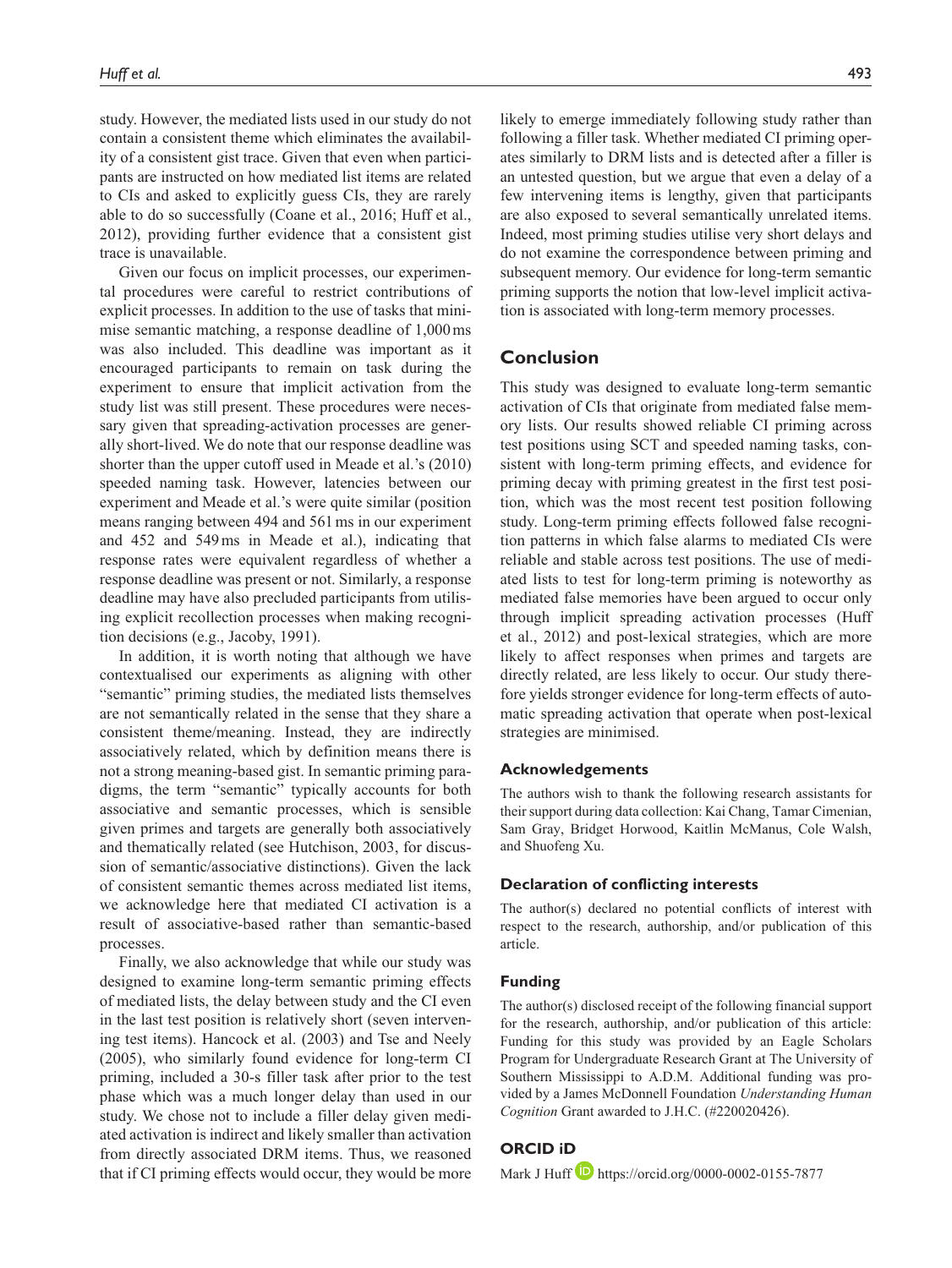study. However, the mediated lists used in our study do not contain a consistent theme which eliminates the availability of a consistent gist trace. Given that even when participants are instructed on how mediated list items are related to CIs and asked to explicitly guess CIs, they are rarely able to do so successfully (Coane et al., 2016; Huff et al., 2012), providing further evidence that a consistent gist trace is unavailable.

Given our focus on implicit processes, our experimental procedures were careful to restrict contributions of explicit processes. In addition to the use of tasks that minimise semantic matching, a response deadline of 1,000 ms was also included. This deadline was important as it encouraged participants to remain on task during the experiment to ensure that implicit activation from the study list was still present. These procedures were necessary given that spreading-activation processes are generally short-lived. We do note that our response deadline was shorter than the upper cutoff used in Meade et al.'s (2010) speeded naming task. However, latencies between our experiment and Meade et al.'s were quite similar (position means ranging between 494 and 561 ms in our experiment and 452 and 549 ms in Meade et al.), indicating that response rates were equivalent regardless of whether a response deadline was present or not. Similarly, a response deadline may have also precluded participants from utilising explicit recollection processes when making recognition decisions (e.g., Jacoby, 1991).

In addition, it is worth noting that although we have contextualised our experiments as aligning with other "semantic" priming studies, the mediated lists themselves are not semantically related in the sense that they share a consistent theme/meaning. Instead, they are indirectly associatively related, which by definition means there is not a strong meaning-based gist. In semantic priming paradigms, the term "semantic" typically accounts for both associative and semantic processes, which is sensible given primes and targets are generally both associatively and thematically related (see Hutchison, 2003, for discussion of semantic/associative distinctions). Given the lack of consistent semantic themes across mediated list items, we acknowledge here that mediated CI activation is a result of associative-based rather than semantic-based processes.

Finally, we also acknowledge that while our study was designed to examine long-term semantic priming effects of mediated lists, the delay between study and the CI even in the last test position is relatively short (seven intervening test items). Hancock et al. (2003) and Tse and Neely (2005), who similarly found evidence for long-term CI priming, included a 30-s filler task after prior to the test phase which was a much longer delay than used in our study. We chose not to include a filler delay given mediated activation is indirect and likely smaller than activation from directly associated DRM items. Thus, we reasoned that if CI priming effects would occur, they would be more likely to emerge immediately following study rather than following a filler task. Whether mediated CI priming operates similarly to DRM lists and is detected after a filler is an untested question, but we argue that even a delay of a few intervening items is lengthy, given that participants are also exposed to several semantically unrelated items. Indeed, most priming studies utilise very short delays and do not examine the correspondence between priming and subsequent memory. Our evidence for long-term semantic priming supports the notion that low-level implicit activation is associated with long-term memory processes.

## Conclusion

This study was designed to evaluate long-term semantic activation of CIs that originate from mediated false memory lists. Our results showed reliable CI priming across test positions using SCT and speeded naming tasks, consistent with long-term priming effects, and evidence for priming decay with priming greatest in the first test position, which was the most recent test position following study. Long-term priming effects followed false recognition patterns in which false alarms to mediated CIs were reliable and stable across test positions. The use of mediated lists to test for long-term priming is noteworthy as mediated false memories have been argued to occur only through implicit spreading activation processes (Huff et al., 2012) and post-lexical strategies, which are more likely to affect responses when primes and targets are directly related, are less likely to occur. Our study therefore yields stronger evidence for long-term effects of automatic spreading activation that operate when post-lexical strategies are minimised.

### Acknowledgements

The authors wish to thank the following research assistants for their support during data collection: Kai Chang, Tamar Cimenian, Sam Gray, Bridget Horwood, Kaitlin McManus, Cole Walsh, and Shuofeng Xu.

### Declaration of conflicting interests

The author(s) declared no potential conflicts of interest with respect to the research, authorship, and/or publication of this article.

### Funding

The author(s) disclosed receipt of the following financial support for the research, authorship, and/or publication of this article: Funding for this study was provided by an Eagle Scholars Program for Undergraduate Research Grant at The University of Southern Mississippi to A.D.M. Additional funding was provided by a James McDonnell Foundation *Understanding Human Cognition* Grant awarded to J.H.C. (#220020426).

### ORCID iD

Mark J Huff https://orcid.org/0000-0002-0155-7877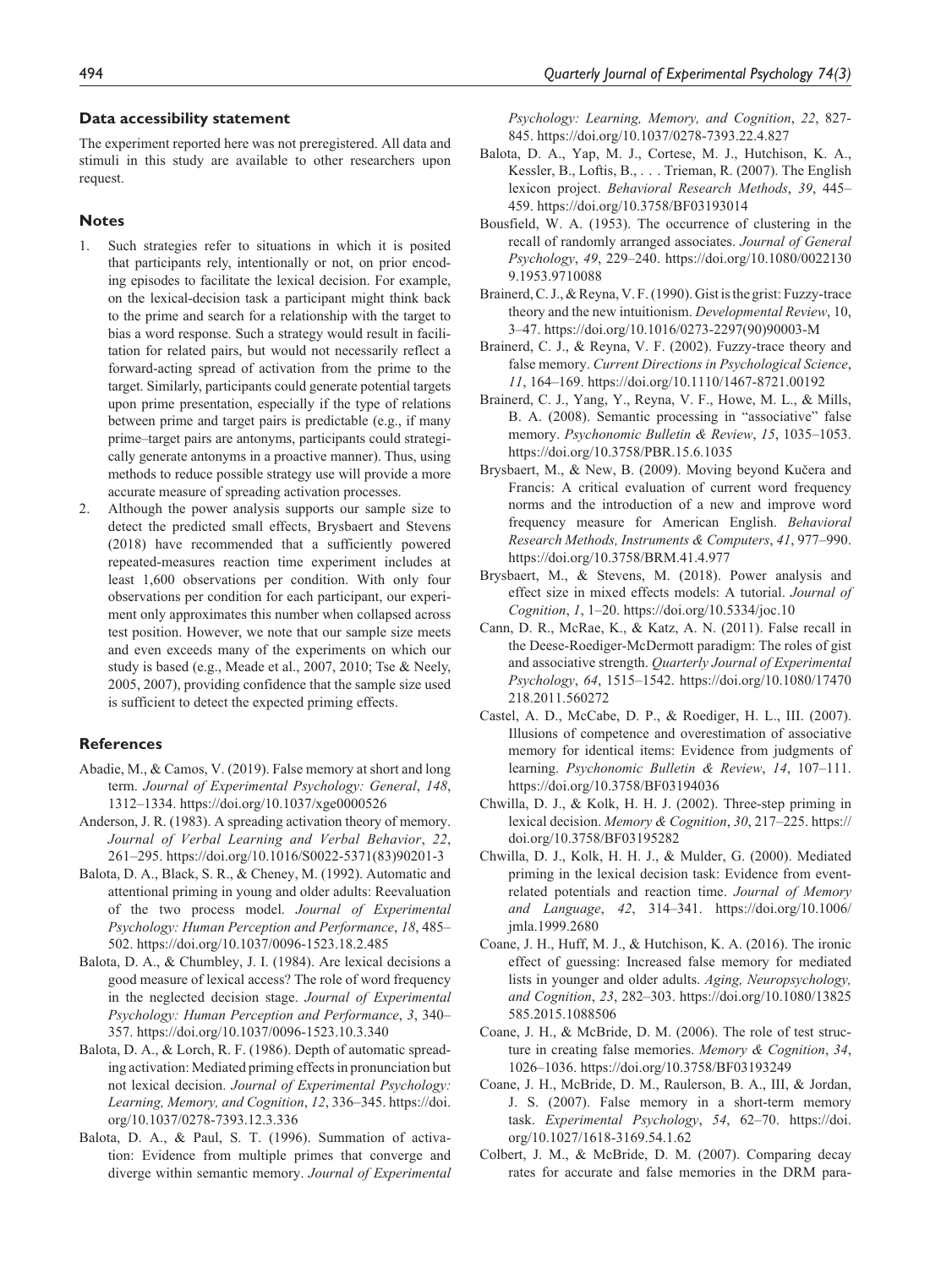### Data accessibility statement

The experiment reported here was not preregistered. All data and stimuli in this study are available to other researchers upon request.

### Notes

1. Such strategies refer to situations in which it is posited that participants rely, intentionally or not, on prior encoding episodes to facilitate the lexical decision. For example, on the lexical-decision task a participant might think back to the prime and search for a relationship with the target to bias a word response. Such a strategy would result in facilitation for related pairs, but would not necessarily reflect a forward-acting spread of activation from the prime to the target. Similarly, participants could generate potential targets upon prime presentation, especially if the type of relations between prime and target pairs is predictable (e.g., if many prime–target pairs are antonyms, participants could strategically generate antonyms in a proactive manner). Thus, using methods to reduce possible strategy use will provide a more accurate measure of spreading activation processes.
2. Although the power analysis supports our sample size to detect the predicted small effects, Brysbaert and Stevens (2018) have recommended that a sufficiently powered repeated-measures reaction time experiment includes at least 1,600 observations per condition. With only four observations per condition for each participant, our experiment only approximates this number when collapsed across test position. However, we note that our sample size meets and even exceeds many of the experiments on which our study is based (e.g., Meade et al., 2007, 2010; Tse & Neely, 2005, 2007), providing confidence that the sample size used is sufficient to detect the expected priming effects.

### References

Abadie, M., & Camos, V. (2019). False memory at short and long term. *Journal of Experimental Psychology: General*, *148*, 1312–1334. https://doi.org/10.1037/xge0000526

Anderson, J. R. (1983). A spreading activation theory of memory. *Journal of Verbal Learning and Verbal Behavior*, *22*, 261–295. https://doi.org/10.1016/S0022-5371(83)90201-3

Balota, D. A., Black, S. R., & Cheney, M. (1992). Automatic and attentional priming in young and older adults: Reevaluation of the two process model. *Journal of Experimental Psychology: Human Perception and Performance*, *18*, 485–502. https://doi.org/10.1037/0096-1523.18.2.485

Balota, D. A., & Chumbley, J. I. (1984). Are lexical decisions a good measure of lexical access? The role of word frequency in the neglected decision stage. *Journal of Experimental Psychology: Human Perception and Performance*, *3*, 340–357. https://doi.org/10.1037/0096-1523.10.3.340

Balota, D. A., & Lorch, R. F. (1986). Depth of automatic spreading activation: Mediated priming effects in pronunciation but not lexical decision. *Journal of Experimental Psychology: Learning, Memory, and Cognition*, *12*, 336–345. https://doi.org/10.1037/0278-7393.12.3.336

Balota, D. A., & Paul, S. T. (1996). Summation of activation: Evidence from multiple primes that converge and diverge within semantic memory. *Journal of Experimental Psychology: Learning, Memory, and Cognition*, *22*, 827-845. https://doi.org/10.1037/0278-7393.22.4.827

Balota, D. A., Yap, M. J., Cortese, M. J., Hutchison, K. A., Kessler, B., Loftis, B., . . . Trieman, R. (2007). The English lexicon project. *Behavioral Research Methods*, *39*, 445–459. https://doi.org/10.3758/BF03193014

Bousfield, W. A. (1953). The occurrence of clustering in the recall of randomly arranged associates. *Journal of General Psychology*, *49*, 229–240. https://doi.org/10.1080/00221309.1953.9710088

Brainerd, C. J., & Reyna, V. F. (1990). Gist is the grist: Fuzzy-trace theory and the new intuitionism. *Developmental Review*, 10, 3–47. https://doi.org/10.1016/0273-2297(90)90003-M

Brainerd, C. J., & Reyna, V. F. (2002). Fuzzy-trace theory and false memory. *Current Directions in Psychological Science*, *11*, 164–169. https://doi.org/10.1110/1467-8721.00192

Brainerd, C. J., Yang, Y., Reyna, V. F., Howe, M. L., & Mills, B. A. (2008). Semantic processing in "associative" false memory. *Psychonomic Bulletin & Review*, *15*, 1035–1053. https://doi.org/10.3758/PBR.15.6.1035

Brysbaert, M., & New, B. (2009). Moving beyond Kučera and Francis: A critical evaluation of current word frequency norms and the introduction of a new and improve word frequency measure for American English. *Behavioral Research Methods, Instruments & Computers*, *41*, 977–990. https://doi.org/10.3758/BRM.41.4.977

Brysbaert, M., & Stevens, M. (2018). Power analysis and effect size in mixed effects models: A tutorial. *Journal of Cognition*, *1*, 1–20. https://doi.org/10.5334/joc.10

Cann, D. R., McRae, K., & Katz, A. N. (2011). False recall in the Deese-Roediger-McDermott paradigm: The roles of gist and associative strength. *Quarterly Journal of Experimental Psychology*, *64*, 1515–1542. https://doi.org/10.1080/17470218.2011.560272

Castel, A. D., McCabe, D. P., & Roediger, H. L., III. (2007). Illusions of competence and overestimation of associative memory for identical items: Evidence from judgments of learning. *Psychonomic Bulletin & Review*, *14*, 107–111. https://doi.org/10.3758/BF03194036

Chwilla, D. J., & Kolk, H. H. J. (2002). Three-step priming in lexical decision. *Memory & Cognition*, *30*, 217–225. https://doi.org/10.3758/BF03195282

Chwilla, D. J., Kolk, H. H. J., & Mulder, G. (2000). Mediated priming in the lexical decision task: Evidence from event-related potentials and reaction time. *Journal of Memory and Language*, *42*, 314–341. https://doi.org/10.1006/jmla.1999.2680

Coane, J. H., Huff, M. J., & Hutchison, K. A. (2016). The ironic effect of guessing: Increased false memory for mediated lists in younger and older adults. *Aging, Neuropsychology, and Cognition*, *23*, 282–303. https://doi.org/10.1080/13825585.2015.1088506

Coane, J. H., & McBride, D. M. (2006). The role of test structure in creating false memories. *Memory & Cognition*, *34*, 1026–1036. https://doi.org/10.3758/BF03193249

Coane, J. H., McBride, D. M., Raulerson, B. A., III, & Jordan, J. S. (2007). False memory in a short-term memory task. *Experimental Psychology*, *54*, 62–70. https://doi.org/10.1027/1618-3169.54.1.62

Colbert, J. M., & McBride, D. M. (2007). Comparing decay rates for accurate and false memories in the DRM para-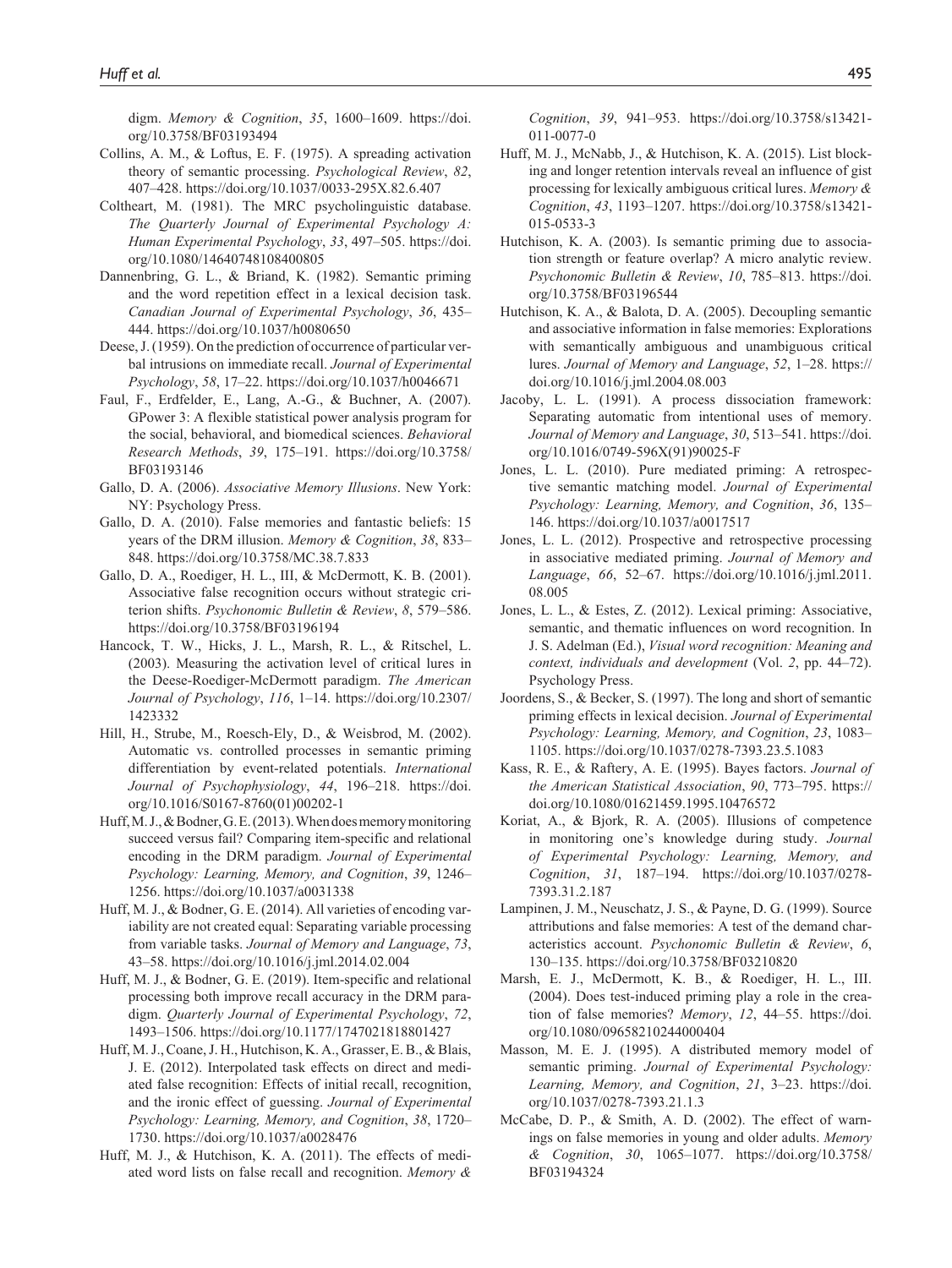digm. *Memory & Cognition*, *35*, 1600–1609. https://doi.org/10.3758/BF03193494

Collins, A. M., & Loftus, E. F. (1975). A spreading activation theory of semantic processing. *Psychological Review*, *82*, 407–428. https://doi.org/10.1037/0033-295X.82.6.407

Coltheart, M. (1981). The MRC psycholinguistic database. *The Quarterly Journal of Experimental Psychology A: Human Experimental Psychology*, *33*, 497–505. https://doi.org/10.1080/14640748108400805

Dannenbring, G. L., & Briand, K. (1982). Semantic priming and the word repetition effect in a lexical decision task. *Canadian Journal of Experimental Psychology*, *36*, 435–444. https://doi.org/10.1037/h0080650

Deese, J. (1959). On the prediction of occurrence of particular verbal intrusions on immediate recall. *Journal of Experimental Psychology*, *58*, 17–22. https://doi.org/10.1037/h0046671

Faul, F., Erdfelder, E., Lang, A.-G., & Buchner, A. (2007). GPower 3: A flexible statistical power analysis program for the social, behavioral, and biomedical sciences. *Behavioral Research Methods*, *39*, 175–191. https://doi.org/10.3758/BF03193146

Gallo, D. A. (2006). *Associative Memory Illusions*. New York: NY: Psychology Press.

Gallo, D. A. (2010). False memories and fantastic beliefs: 15 years of the DRM illusion. *Memory & Cognition*, *38*, 833–848. https://doi.org/10.3758/MC.38.7.833

Gallo, D. A., Roediger, H. L., III, & McDermott, K. B. (2001). Associative false recognition occurs without strategic criterion shifts. *Psychonomic Bulletin & Review*, *8*, 579–586. https://doi.org/10.3758/BF03196194

Hancock, T. W., Hicks, J. L., Marsh, R. L., & Ritschel, L. (2003). Measuring the activation level of critical lures in the Deese-Roediger-McDermott paradigm. *The American Journal of Psychology*, *116*, 1–14. https://doi.org/10.2307/1423332

Hill, H., Strube, M., Roesch-Ely, D., & Weisbrod, M. (2002). Automatic vs. controlled processes in semantic priming differentiation by event-related potentials. *International Journal of Psychophysiology*, *44*, 196–218. https://doi.org/10.1016/S0167-8760(01)00202-1

Huff, M. J., & Bodner, G. E. (2013). When does memory monitoring succeed versus fail? Comparing item-specific and relational encoding in the DRM paradigm. *Journal of Experimental Psychology: Learning, Memory, and Cognition*, *39*, 1246–1256. https://doi.org/10.1037/a0031338

Huff, M. J., & Bodner, G. E. (2014). All varieties of encoding variability are not created equal: Separating variable processing from variable tasks. *Journal of Memory and Language*, *73*, 43–58. https://doi.org/10.1016/j.jml.2014.02.004

Huff, M. J., & Bodner, G. E. (2019). Item-specific and relational processing both improve recall accuracy in the DRM paradigm. *Quarterly Journal of Experimental Psychology*, *72*, 1493–1506. https://doi.org/10.1177/1747021818801427

Huff, M. J., Coane, J. H., Hutchison, K. A., Grasser, E. B., & Blais, J. E. (2012). Interpolated task effects on direct and mediated false recognition: Effects of initial recall, recognition, and the ironic effect of guessing. *Journal of Experimental Psychology: Learning, Memory, and Cognition*, *38*, 1720–1730. https://doi.org/10.1037/a0028476

Huff, M. J., & Hutchison, K. A. (2011). The effects of mediated word lists on false recall and recognition. *Memory & Cognition*, *39*, 941–953. https://doi.org/10.3758/s13421-011-0077-0

Huff, M. J., McNabb, J., & Hutchison, K. A. (2015). List blocking and longer retention intervals reveal an influence of gist processing for lexically ambiguous critical lures. *Memory & Cognition*, *43*, 1193–1207. https://doi.org/10.3758/s13421-015-0533-3

Hutchison, K. A. (2003). Is semantic priming due to association strength or feature overlap? A micro analytic review. *Psychonomic Bulletin & Review*, *10*, 785–813. https://doi.org/10.3758/BF03196544

Hutchison, K. A., & Balota, D. A. (2005). Decoupling semantic and associative information in false memories: Explorations with semantically ambiguous and unambiguous critical lures. *Journal of Memory and Language*, *52*, 1–28. https://doi.org/10.1016/j.jml.2004.08.003

Jacoby, L. L. (1991). A process dissociation framework: Separating automatic from intentional uses of memory. *Journal of Memory and Language*, *30*, 513–541. https://doi.org/10.1016/0749-596X(91)90025-F

Jones, L. L. (2010). Pure mediated priming: A retrospective semantic matching model. *Journal of Experimental Psychology: Learning, Memory, and Cognition*, *36*, 135–146. https://doi.org/10.1037/a0017517

Jones, L. L. (2012). Prospective and retrospective processing in associative mediated priming. *Journal of Memory and Language*, *66*, 52–67. https://doi.org/10.1016/j.jml.2011.08.005

Jones, L. L., & Estes, Z. (2012). Lexical priming: Associative, semantic, and thematic influences on word recognition. In J. S. Adelman (Ed.), *Visual word recognition: Meaning and context, individuals and development* (Vol. *2*, pp. 44–72). Psychology Press.

Joordens, S., & Becker, S. (1997). The long and short of semantic priming effects in lexical decision. *Journal of Experimental Psychology: Learning, Memory, and Cognition*, *23*, 1083–1105. https://doi.org/10.1037/0278-7393.23.5.1083

Kass, R. E., & Raftery, A. E. (1995). Bayes factors. *Journal of the American Statistical Association*, *90*, 773–795. https://doi.org/10.1080/01621459.1995.10476572

Koriat, A., & Bjork, R. A. (2005). Illusions of competence in monitoring one's knowledge during study. *Journal of Experimental Psychology: Learning, Memory, and Cognition*, *31*, 187–194. https://doi.org/10.1037/0278-7393.31.2.187

Lampinen, J. M., Neuschatz, J. S., & Payne, D. G. (1999). Source attributions and false memories: A test of the demand characteristics account. *Psychonomic Bulletin & Review*, *6*, 130–135. https://doi.org/10.3758/BF03210820

Marsh, E. J., McDermott, K. B., & Roediger, H. L., III. (2004). Does test-induced priming play a role in the creation of false memories? *Memory*, *12*, 44–55. https://doi.org/10.1080/09658210244000404

Masson, M. E. J. (1995). A distributed memory model of semantic priming. *Journal of Experimental Psychology: Learning, Memory, and Cognition*, *21*, 3–23. https://doi.org/10.1037/0278-7393.21.1.3

McCabe, D. P., & Smith, A. D. (2002). The effect of warnings on false memories in young and older adults. *Memory & Cognition*, *30*, 1065–1077. https://doi.org/10.3758/BF03194324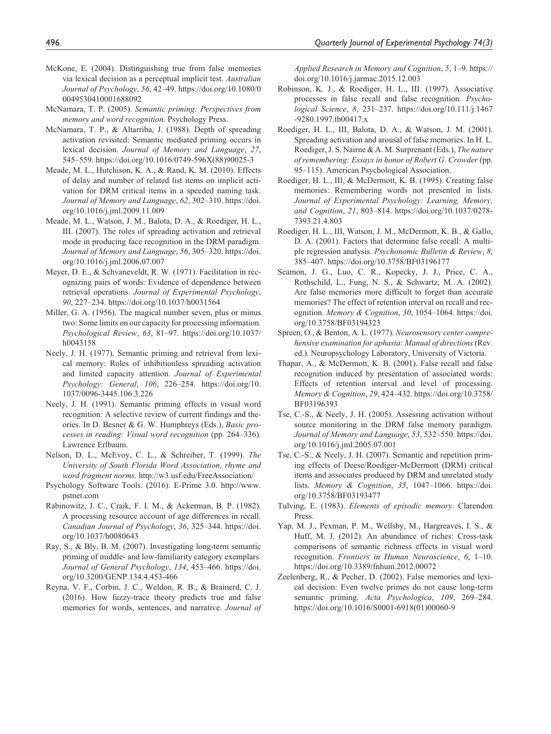McKone, E. (2004). Distinguishing true from false memories via lexical decision as a perceptual implicit test. *Australian Journal of Psychology*, *56*, 42–49. https://doi.org/10.1080/00049530410001688092

McNamara, T. P. (2005). *Semantic priming: Perspectives from memory and word recognition*. Psychology Press.

McNamara, T. P., & Altarriba, J. (1988). Depth of spreading activation revisited: Semantic mediated priming occurs in lexical decision. *Journal of Memory and Language*, *27*, 545–559. https://doi.org/10.1016/0749-596X(88)90025-3

Meade, M. L., Hutchison, K. A., & Rand, K. M. (2010). Effects of delay and number of related list items on implicit activation for DRM critical items in a speeded naming task. *Journal of Memory and Language*, *62*, 302–310. https://doi.org/10.1016/j.jml.2009.11.009

Meade, M. L., Watson, J. M., Balota, D. A., & Roediger, H. L., III. (2007). The roles of spreading activation and retrieval mode in producing face recognition in the DRM paradigm. *Journal of Memory and Language*, *56*, 305–320. https://doi.org/10.1016/j.jml.2006.07.007

Meyer, D. E., & Schvaneveldt, R. W. (1971). Facilitation in recognizing pairs of words: Evidence of dependence between retrieval operations. *Journal of Experimental Psychology*, *90*, 227–234. https://doi.org/10.1037/h0031564

Miller, G. A. (1956). The magical number seven, plus or minus two: Some limits on our capacity for processing information. *Psychological Review*, *63*, 81–97. https://doi.org/10.1037/h0043158

Neely, J. H. (1977). Semantic priming and retrieval from lexical memory: Roles of inhibitionless spreading activation and limited capacity attention. *Journal of Experimental Psychology: General*, *106*, 226–254. https://doi.org/10.1037/0096-3445.106.3.226

Neely, J. H. (1991). Semantic priming effects in visual word recognition: A selective review of current findings and theories. In D. Besner & G. W. Humphreys (Eds.), *Basic processes in reading: Visual word recognition* (pp. 264–336). Lawrence Erlbaum.

Nelson, D. L., McEvoy, C. L., & Schreiber, T. (1999). *The University of South Florida Word Association, rhyme and word fragment norms*. http://w3.usf.edu/FreeAssociation/

Psychology Software Tools. (2016). E-Prime 3.0. http://www.pstnet.com

Rabinowitz, J. C., Craik, F. I. M., & Ackerman, B. P. (1982). A processing resource account of age differences in recall. *Canadian Journal of Psychology*, *36*, 325–344. https://doi.org/10.1037/h0080643

Ray, S., & Bly, B. M. (2007). Investigating long-term semantic priming of middle- and low-familiarity category exemplars. *Journal of General Psychology*, *134*, 453–466. https://doi.org/10.3200/GENP.134.4.453-466

Reyna, V. F., Corbin, J. C., Weldon, R. B., & Brainerd, C. J. (2016). How fuzzy-trace theory predicts true and false memories for words, sentences, and narrative. *Journal of Applied Research in Memory and Cognition*, *5*, 1–9. https://doi.org/10.1016/j.jarmac.2015.12.003

Robinson, K. J., & Roediger, H. L., III. (1997). Associative processes in false recall and false recognition. *Psychological Science*, *8*, 231–237. https://doi.org/10.111/j.1467-9280.1997.tb00417.x

Roediger, H. L., III, Balota, D. A., & Watson, J. M. (2001). Spreading activation and arousal of false memories. In H. L. Roediger, J. S. Nairne & A. M. Surprenant (Eds.), *The nature of remembering: Essays in honor of Robert G. Crowder* (pp. 95–115). American Psychological Association.

Roediger, H. L., III, & McDermott, K. B. (1995). Creating false memories: Remembering words not presented in lists. *Journal of Experimental Psychology: Learning, Memory, and Cognition*, *21*, 803–814. https://doi.org/10.1037/0278-7393.21.4.803

Roediger, H. L., III, Watson, J. M., McDermott, K. B., & Gallo, D. A. (2001). Factors that determine false recall: A multiple regression analysis. *Psychonomic Bulletin & Review*, *8*, 385–407. https://doi.org/10.3758/BF03196177

Seamon, J. G., Luo, C. R., Kopecky, J. J., Price, C. A., Rothschild, L., Fung, N. S., & Schwartz, M. A. (2002). Are false memories more difficult to forget than accurate memories? The effect of retention interval on recall and recognition. *Memory & Cognition*, *30*, 1054–1064. https://doi.org/10.3758/BF03194323

Spreen, O., & Benton, A. L. (1977). *Neurosensory center comprehensive examination for aphasia: Manual of directions* (Rev. ed.). Neuropsychology Laboratory, University of Victoria.

Thapar, A., & McDermott, K. B. (2001). False recall and false recognition induced by presentation of associated words: Effects of retention interval and level of processing. *Memory & Cognition*, *29*, 424–432. https://doi.org/10.3758/BF03196393

Tse, C.-S., & Neely, J. H. (2005). Assessing activation without source monitoring in the DRM false memory paradigm. *Journal of Memory and Language*, *53*, 532–550. https://doi.org/10.1016/j.jml.2005.07.001

Tse, C.-S., & Neely, J. H. (2007). Semantic and repetition priming effects of Deese/Roediger-McDermott (DRM) critical items and associates produced by DRM and unrelated study lists. *Memory & Cognition*, *35*, 1047–1066. https://doi.org/10.3758/BF03193477

Tulving, E. (1983). *Elements of episodic memory*. Clarendon Press.

Yap, M. J., Pexman, P. M., Wellsby, M., Hargreaves, I. S., & Huff, M. J. (2012). An abundance of riches: Cross-task comparisons of semantic richness effects in visual word recognition. *Frontiers in Human Neuroscience*, *6*, 1–10. https://doi.org/10.3389/fnhum.2012.00072

Zeelenberg, R., & Pecher, D. (2002). False memories and lexical decision: Even twelve primes do not cause long-term semantic priming. *Acta Psychologica*, *109*, 269–284. https://doi.org/10.1016/S0001-6918(01)00060-9